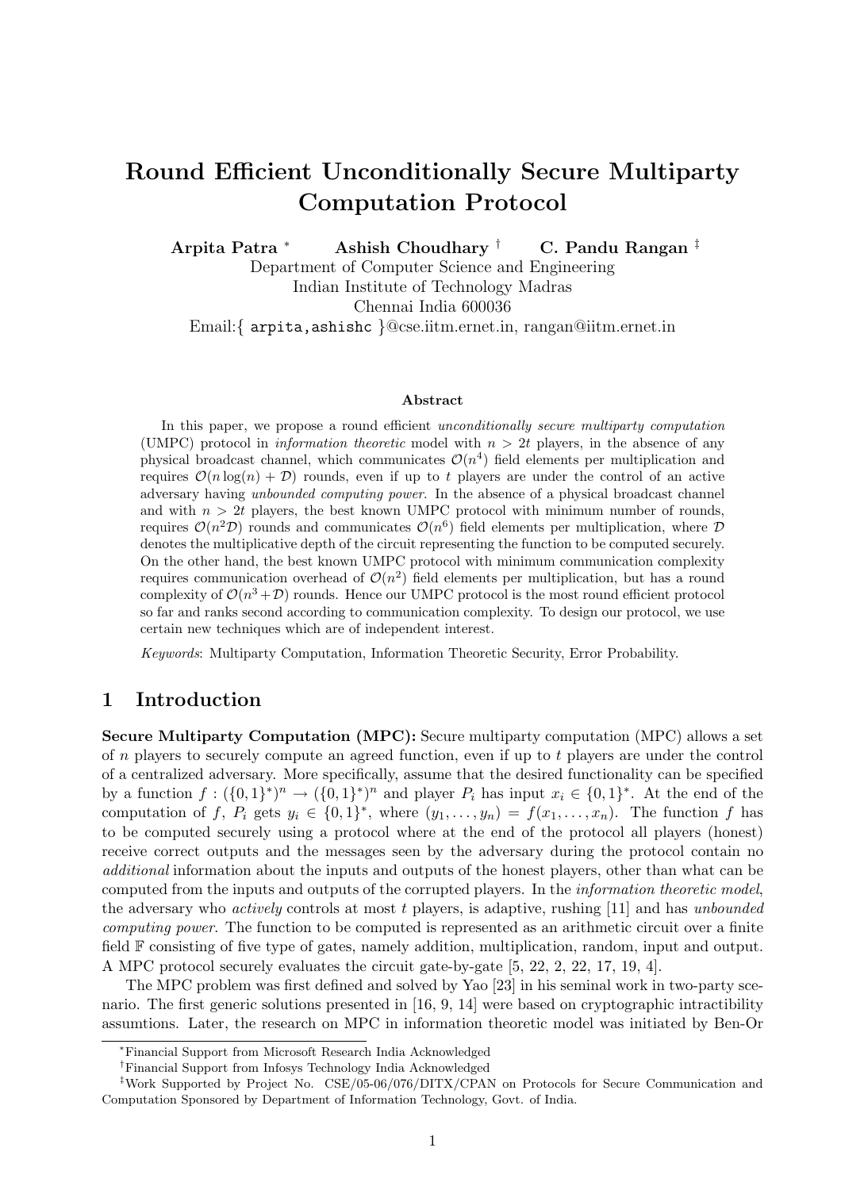# Round Efficient Unconditionally Secure Multiparty Computation Protocol

**Arpita Patra** [*] **Ashish Choudhary** [†] **C. Pandu Rangan** [‡]

Department of Computer Science and Engineering
Indian Institute of Technology Madras
Chennai India 600036
Email:{ arpita,ashishc }@cse.iitm.ernet.in, rangan@iitm.ernet.in

### Abstract

In this paper, we propose a round efficient *unconditionally secure multiparty computation* (UMPC) protocol in *information theoretic* model with $n > 2t$ players, in the absence of any physical broadcast channel, which communicates $\mathcal{O}(n^4)$ field elements per multiplication and requires $\mathcal{O}(n \log(n) + \mathcal{D})$ rounds, even if up to $t$ players are under the control of an active adversary having *unbounded computing power*. In the absence of a physical broadcast channel and with $n > 2t$ players, the best known UMPC protocol with minimum number of rounds, requires $\mathcal{O}(n^2\mathcal{D})$ rounds and communicates $\mathcal{O}(n^6)$ field elements per multiplication, where $\mathcal{D}$ denotes the multiplicative depth of the circuit representing the function to be computed securely. On the other hand, the best known UMPC protocol with minimum communication complexity requires communication overhead of $\mathcal{O}(n^2)$ field elements per multiplication, but has a round complexity of $\mathcal{O}(n^3 + \mathcal{D})$ rounds. Hence our UMPC protocol is the most round efficient protocol so far and ranks second according to communication complexity. To design our protocol, we use certain new techniques which are of independent interest.

*Keywords*: Multiparty Computation, Information Theoretic Security, Error Probability.

## 1 Introduction

**Secure Multiparty Computation (MPC):** Secure multiparty computation (MPC) allows a set of $n$ players to securely compute an agreed function, even if up to $t$ players are under the control of a centralized adversary. More specifically, assume that the desired functionality can be specified by a function $f : (\{0,1\}^*)^n \rightarrow (\{0,1\}^*)^n$ and player $P_i$ has input $x_i \in \{0,1\}^*$. At the end of the computation of $f$, $P_i$ gets $y_i \in \{0,1\}^*$, where $(y_1, \ldots, y_n) = f(x_1, \ldots, x_n)$. The function $f$ has to be computed securely using a protocol where at the end of the protocol all players (honest) receive correct outputs and the messages seen by the adversary during the protocol contain no *additional* information about the inputs and outputs of the honest players, other than what can be computed from the inputs and outputs of the corrupted players. In the *information theoretic model*, the adversary who *actively* controls at most $t$ players, is adaptive, rushing [11] and has *unbounded computing power*. The function to be computed is represented as an arithmetic circuit over a finite field $\mathbb{F}$ consisting of five type of gates, namely addition, multiplication, random, input and output. A MPC protocol securely evaluates the circuit gate-by-gate [5, 22, 2, 22, 17, 19, 4].

The MPC problem was first defined and solved by Yao [23] in his seminal work in two-party scenario. The first generic solutions presented in [16, 9, 14] were based on cryptographic intractibility assumtions. Later, the research on MPC in information theoretic model was initiated by Ben-Or

---

[*] Financial Support from Microsoft Research India Acknowledged

[†] Financial Support from Infosys Technology India Acknowledged

[‡] Work Supported by Project No. CSE/05-06/076/DITX/CPAN on Protocols for Secure Communication and Computation Sponsored by Department of Information Technology, Govt. of India.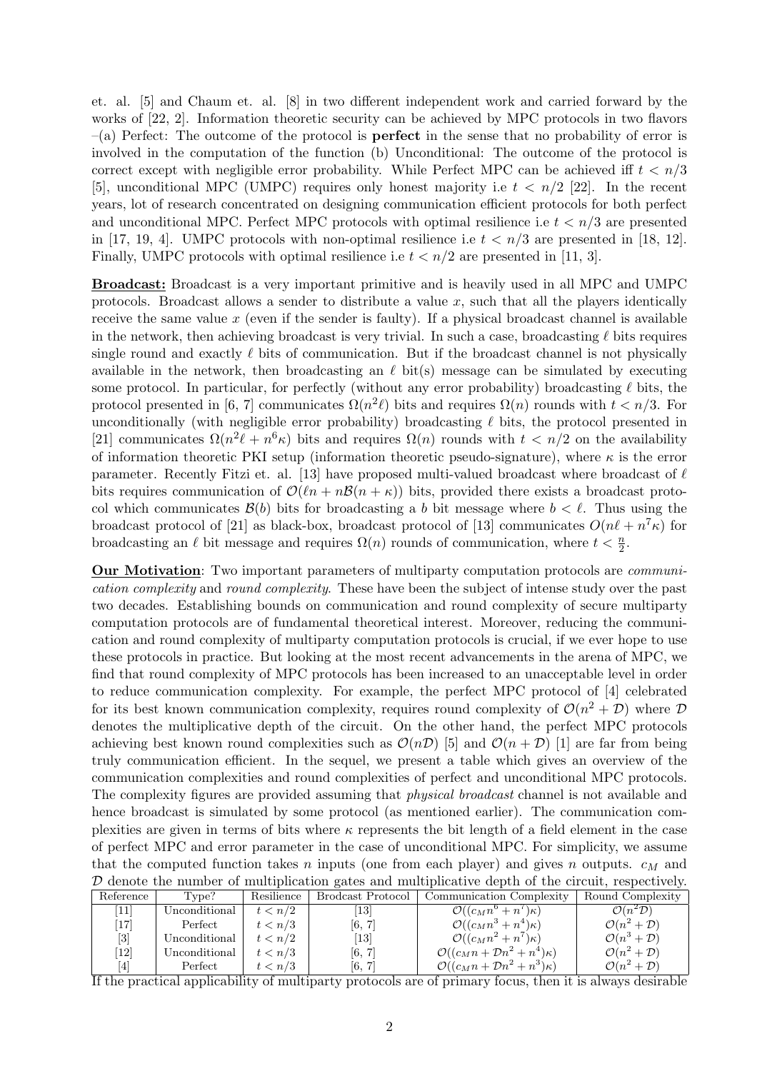et. al. [5] and Chaum et. al. [8] in two different independent work and carried forward by the works of [22, 2]. Information theoretic security can be achieved by MPC protocols in two flavors –(a) Perfect: The outcome of the protocol is **perfect** in the sense that no probability of error is involved in the computation of the function (b) Unconditional: The outcome of the protocol is correct except with negligible error probability. While Perfect MPC can be achieved iff $t < n/3$ [5], unconditional MPC (UMPC) requires only honest majority i.e $t < n/2$ [22]. In the recent years, lot of research concentrated on designing communication efficient protocols for both perfect and unconditional MPC. Perfect MPC protocols with optimal resilience i.e $t < n/3$ are presented in [17, 19, 4]. UMPC protocols with non-optimal resilience i.e $t < n/3$ are presented in [18, 12]. Finally, UMPC protocols with optimal resilience i.e $t < n/2$ are presented in [11, 3].

**Broadcast:** Broadcast is a very important primitive and is heavily used in all MPC and UMPC protocols. Broadcast allows a sender to distribute a value $x$, such that all the players identically receive the same value $x$ (even if the sender is faulty). If a physical broadcast channel is available in the network, then achieving broadcast is very trivial. In such a case, broadcasting $\ell$ bits requires single round and exactly $\ell$ bits of communication. But if the broadcast channel is not physically available in the network, then broadcasting an $\ell$ bit(s) message can be simulated by executing some protocol. In particular, for perfectly (without any error probability) broadcasting $\ell$ bits, the protocol presented in [6, 7] communicates $\Omega(n^2\ell)$ bits and requires $\Omega(n)$ rounds with $t < n/3$. For unconditionally (with negligible error probability) broadcasting $\ell$ bits, the protocol presented in [21] communicates $\Omega(n^2\ell + n^6\kappa)$ bits and requires $\Omega(n)$ rounds with $t < n/2$ on the availability of information theoretic PKI setup (information theoretic pseudo-signature), where $\kappa$ is the error parameter. Recently Fitzi et. al. [13] have proposed multi-valued broadcast where broadcast of $\ell$ bits requires communication of $\mathcal{O}(\ell n + n\mathcal{B}(n + \kappa))$ bits, provided there exists a broadcast protocol which communicates $\mathcal{B}(b)$ bits for broadcasting a $b$ bit message where $b < \ell$. Thus using the broadcast protocol of [21] as black-box, broadcast protocol of [13] communicates $O(n\ell + n^7\kappa)$ for broadcasting an $\ell$ bit message and requires $\Omega(n)$ rounds of communication, where $t < \frac{n}{2}$.

**Our Motivation**: Two important parameters of multiparty computation protocols are *communication complexity* and *round complexity*. These have been the subject of intense study over the past two decades. Establishing bounds on communication and round complexity of secure multiparty computation protocols are of fundamental theoretical interest. Moreover, reducing the communication and round complexity of multiparty computation protocols is crucial, if we ever hope to use these protocols in practice. But looking at the most recent advancements in the arena of MPC, we find that round complexity of MPC protocols has been increased to an unacceptable level in order to reduce communication complexity. For example, the perfect MPC protocol of [4] celebrated for its best known communication complexity, requires round complexity of $\mathcal{O}(n^2 + \mathcal{D})$ where $\mathcal{D}$ denotes the multiplicative depth of the circuit. On the other hand, the perfect MPC protocols achieving best known round complexities such as $\mathcal{O}(n\mathcal{D})$ [5] and $\mathcal{O}(n + \mathcal{D})$ [1] are far from being truly communication efficient. In the sequel, we present a table which gives an overview of the communication complexities and round complexities of perfect and unconditional MPC protocols. The complexity figures are provided assuming that *physical broadcast* channel is not available and hence broadcast is simulated by some protocol (as mentioned earlier). The communication complexities are given in terms of bits where $\kappa$ represents the bit length of a field element in the case of perfect MPC and error parameter in the case of unconditional MPC. For simplicity, we assume that the computed function takes $n$ inputs (one from each player) and gives $n$ outputs. $c_M$ and $\mathcal{D}$ denote the number of multiplication gates and multiplicative depth of the circuit, respectively.

| Reference | Type? | Resilience | Brodcast Protocol | Communication Complexity | Round Complexity |
|---|---|---|---|---|---|
| [11] | Unconditional | $t < n/2$ | [13] | $\mathcal{O}((c_M n^6 + n^7)\kappa)$ | $\mathcal{O}(n^2\mathcal{D})$ |
| [17] | Perfect | $t < n/3$ | [6, 7] | $\mathcal{O}((c_M n^3 + n^4)\kappa)$ | $\mathcal{O}(n^2 + \mathcal{D})$ |
| [3] | Unconditional | $t < n/2$ | [13] | $\mathcal{O}((c_M n^2 + n^7)\kappa)$ | $\mathcal{O}(n^3 + \mathcal{D})$ |
| [12] | Unconditional | $t < n/3$ | [6, 7] | $\mathcal{O}((c_M n + \mathcal{D}n^2 + n^4)\kappa)$ | $\mathcal{O}(n^2 + \mathcal{D})$ |
| [4] | Perfect | $t < n/3$ | [6, 7] | $\mathcal{O}((c_M n + \mathcal{D}n^2 + n^3)\kappa)$ | $\mathcal{O}(n^2 + \mathcal{D})$ |

If the practical applicability of multiparty protocols are of primary focus, then it is always desirable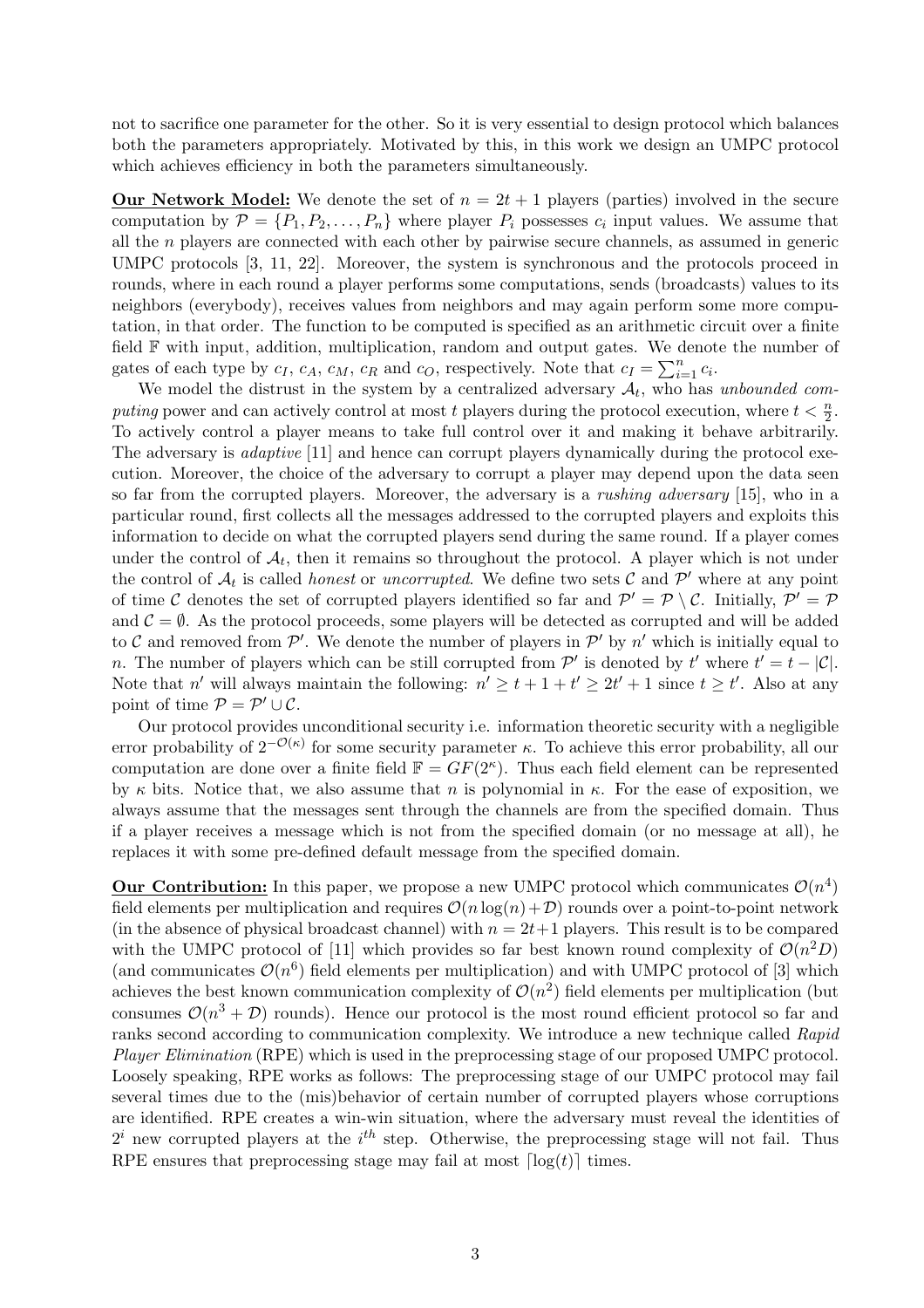not to sacrifice one parameter for the other. So it is very essential to design protocol which balances both the parameters appropriately. Motivated by this, in this work we design an UMPC protocol which achieves efficiency in both the parameters simultaneously.

**Our Network Model:** We denote the set of $n = 2t + 1$ players (parties) involved in the secure computation by $\mathcal{P} = \{P_1, P_2, \ldots, P_n\}$ where player $P_i$ possesses $c_i$ input values. We assume that all the $n$ players are connected with each other by pairwise secure channels, as assumed in generic UMPC protocols [3, 11, 22]. Moreover, the system is synchronous and the protocols proceed in rounds, where in each round a player performs some computations, sends (broadcasts) values to its neighbors (everybody), receives values from neighbors and may again perform some more computation, in that order. The function to be computed is specified as an arithmetic circuit over a finite field $\mathbb{F}$ with input, addition, multiplication, random and output gates. We denote the number of gates of each type by $c_I$, $c_A$, $c_M$, $c_R$ and $c_O$, respectively. Note that $c_I = \sum_{i=1}^{n} c_i$.

We model the distrust in the system by a centralized adversary $\mathcal{A}_t$, who has *unbounded computing* power and can actively control at most $t$ players during the protocol execution, where $t < \frac{n}{2}$. To actively control a player means to take full control over it and making it behave arbitrarily. The adversary is *adaptive* [11] and hence can corrupt players dynamically during the protocol execution. Moreover, the choice of the adversary to corrupt a player may depend upon the data seen so far from the corrupted players. Moreover, the adversary is a *rushing adversary* [15], who in a particular round, first collects all the messages addressed to the corrupted players and exploits this information to decide on what the corrupted players send during the same round. If a player comes under the control of $\mathcal{A}_t$, then it remains so throughout the protocol. A player which is not under the control of $\mathcal{A}_t$ is called *honest* or *uncorrupted*. We define two sets $\mathcal{C}$ and $\mathcal{P}'$ where at any point of time $\mathcal{C}$ denotes the set of corrupted players identified so far and $\mathcal{P}' = \mathcal{P} \setminus \mathcal{C}$. Initially, $\mathcal{P}' = \mathcal{P}$ and $\mathcal{C} = \emptyset$. As the protocol proceeds, some players will be detected as corrupted and will be added to $\mathcal{C}$ and removed from $\mathcal{P}'$. We denote the number of players in $\mathcal{P}'$ by $n'$ which is initially equal to $n$. The number of players which can be still corrupted from $\mathcal{P}'$ is denoted by $t'$ where $t' = t - |\mathcal{C}|$. Note that $n'$ will always maintain the following: $n' \geq t + 1 + t' \geq 2t' + 1$ since $t \geq t'$. Also at any point of time $\mathcal{P} = \mathcal{P}' \cup \mathcal{C}$.

Our protocol provides unconditional security i.e. information theoretic security with a negligible error probability of $2^{-\mathcal{O}(\kappa)}$ for some security parameter $\kappa$. To achieve this error probability, all our computation are done over a finite field $\mathbb{F} = GF(2^{\kappa})$. Thus each field element can be represented by $\kappa$ bits. Notice that, we also assume that $n$ is polynomial in $\kappa$. For the ease of exposition, we always assume that the messages sent through the channels are from the specified domain. Thus if a player receives a message which is not from the specified domain (or no message at all), he replaces it with some pre-defined default message from the specified domain.

**Our Contribution:** In this paper, we propose a new UMPC protocol which communicates $\mathcal{O}(n^4)$ field elements per multiplication and requires $\mathcal{O}(n\log(n)+\mathcal{D})$ rounds over a point-to-point network (in the absence of physical broadcast channel) with $n = 2t+1$ players. This result is to be compared with the UMPC protocol of [11] which provides so far best known round complexity of $\mathcal{O}(n^2 D)$ (and communicates $\mathcal{O}(n^6)$ field elements per multiplication) and with UMPC protocol of [3] which achieves the best known communication complexity of $\mathcal{O}(n^2)$ field elements per multiplication (but consumes $\mathcal{O}(n^3 + \mathcal{D})$ rounds). Hence our protocol is the most round efficient protocol so far and ranks second according to communication complexity. We introduce a new technique called *Rapid Player Elimination* (RPE) which is used in the preprocessing stage of our proposed UMPC protocol. Loosely speaking, RPE works as follows: The preprocessing stage of our UMPC protocol may fail several times due to the (mis)behavior of certain number of corrupted players whose corruptions are identified. RPE creates a win-win situation, where the adversary must reveal the identities of $2^i$ new corrupted players at the $i^{th}$ step. Otherwise, the preprocessing stage will not fail. Thus RPE ensures that preprocessing stage may fail at most $\lceil \log(t) \rceil$ times.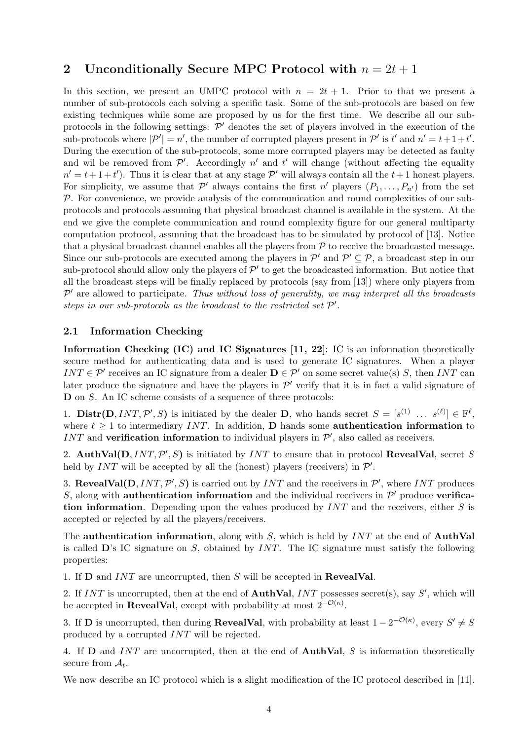## 2 Unconditionally Secure MPC Protocol with $n = 2t + 1$

In this section, we present an UMPC protocol with $n = 2t + 1$. Prior to that we present a number of sub-protocols each solving a specific task. Some of the sub-protocols are based on few existing techniques while some are proposed by us for the first time. We describe all our sub-protocols in the following settings: $\mathcal{P}'$ denotes the set of players involved in the execution of the sub-protocols where $|\mathcal{P}'| = n'$, the number of corrupted players present in $\mathcal{P}'$ is $t'$ and $n' = t+1+t'$. During the execution of the sub-protocols, some more corrupted players may be detected as faulty and wil be removed from $\mathcal{P}'$. Accordingly $n'$ and $t'$ will change (without affecting the equality $n' = t+1+t'$). Thus it is clear that at any stage $\mathcal{P}'$ will always contain all the $t+1$ honest players. For simplicity, we assume that $\mathcal{P}'$ always contains the first $n'$ players $(P_1, \ldots, P_{n'})$ from the set $\mathcal{P}$. For convenience, we provide analysis of the communication and round complexities of our sub-protocols and protocols assuming that physical broadcast channel is available in the system. At the end we give the complete communication and round complexity figure for our general multiparty computation protocol, assuming that the broadcast has to be simulated by protocol of [13]. Notice that a physical broadcast channel enables all the players from $\mathcal{P}$ to receive the broadcasted message. Since our sub-protocols are executed among the players in $\mathcal{P}'$ and $\mathcal{P}' \subseteq \mathcal{P}$, a broadcast step in our sub-protocol should allow only the players of $\mathcal{P}'$ to get the broadcasted information. But notice that all the broadcast steps will be finally replaced by protocols (say from [13]) where only players from $\mathcal{P}'$ are allowed to participate. *Thus without loss of generality, we may interpret all the broadcasts steps in our sub-protocols as the broadcast to the restricted set $\mathcal{P}'$.*

### 2.1 Information Checking

**Information Checking (IC) and IC Signatures [11, 22]**: IC is an information theoretically secure method for authenticating data and is used to generate IC signatures. When a player $INT \in \mathcal{P}'$ receives an IC signature from a dealer $\mathbf{D} \in \mathcal{P}'$ on some secret value(s) $S$, then $INT$ can later produce the signature and have the players in $\mathcal{P}'$ verify that it is in fact a valid signature of $\mathbf{D}$ on $S$. An IC scheme consists of a sequence of three protocols:

1. **Distr($\mathbf{D}, INT, \mathcal{P}', S$)** is initiated by the dealer $\mathbf{D}$, who hands secret $S = [s^{(1)} \ \ldots \ s^{(\ell)}] \in \mathbb{F}^{\ell}$, where $\ell \geq 1$ to intermediary $INT$. In addition, $\mathbf{D}$ hands some **authentication information** to $INT$ and **verification information** to individual players in $\mathcal{P}'$, also called as receivers.

2. **AuthVal($\mathbf{D}, INT, \mathcal{P}', S$)** is initiated by $INT$ to ensure that in protocol **RevealVal**, secret $S$ held by $INT$ will be accepted by all the (honest) players (receivers) in $\mathcal{P}'$.

3. **RevealVal($\mathbf{D}, INT, \mathcal{P}', S$)** is carried out by $INT$ and the receivers in $\mathcal{P}'$, where $INT$ produces $S$, along with **authentication information** and the individual receivers in $\mathcal{P}'$ produce **verification information**. Depending upon the values produced by $INT$ and the receivers, either $S$ is accepted or rejected by all the players/receivers.

The **authentication information**, along with $S$, which is held by $INT$ at the end of **AuthVal** is called $\mathbf{D}$'s IC signature on $S$, obtained by $INT$. The IC signature must satisfy the following properties:

1. If $\mathbf{D}$ and $INT$ are uncorrupted, then $S$ will be accepted in **RevealVal**.

2. If $INT$ is uncorrupted, then at the end of **AuthVal**, $INT$ possesses secret(s), say $S'$, which will be accepted in **RevealVal**, except with probability at most $2^{-\mathcal{O}(\kappa)}$.

3. If $\mathbf{D}$ is uncorrupted, then during **RevealVal**, with probability at least $1 - 2^{-\mathcal{O}(\kappa)}$, every $S' \neq S$ produced by a corrupted $INT$ will be rejected.

4. If $\mathbf{D}$ and $INT$ are uncorrupted, then at the end of **AuthVal**, $S$ is information theoretically secure from $\mathcal{A}_t$.

We now describe an IC protocol which is a slight modification of the IC protocol described in [11].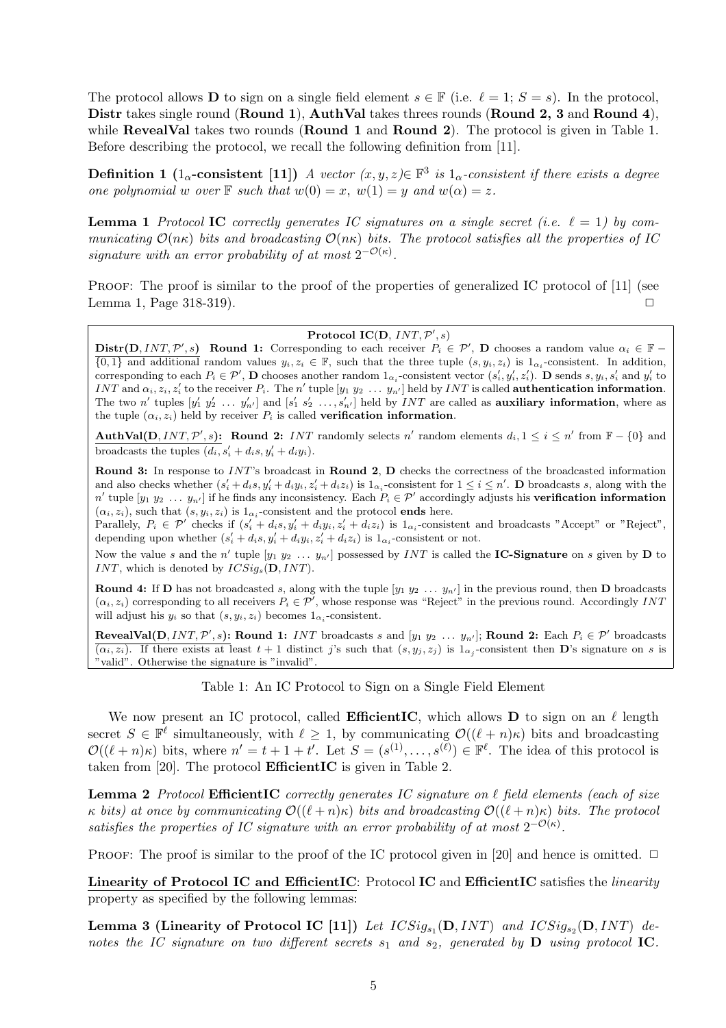The protocol allows **D** to sign on a single field element $s \in \mathbb{F}$ (i.e. $\ell = 1$; $S = s$). In the protocol, **Distr** takes single round (**Round 1**), **AuthVal** takes threes rounds (**Round 2, 3** and **Round 4**), while **RevealVal** takes two rounds (**Round 1** and **Round 2**). The protocol is given in Table 1. Before describing the protocol, we recall the following definition from [11].

**Definition 1 ($1_\alpha$-consistent [11])** *A vector $(x, y, z) \in \mathbb{F}^3$ is $1_\alpha$-consistent if there exists a degree one polynomial $w$ over $\mathbb{F}$ such that $w(0) = x$, $w(1) = y$ and $w(\alpha) = z$.*

**Lemma 1** *Protocol* **IC** *correctly generates IC signatures on a single secret (i.e. $\ell = 1$) by communicating $\mathcal{O}(n\kappa)$ bits and broadcasting $\mathcal{O}(n\kappa)$ bits. The protocol satisfies all the properties of IC signature with an error probability of at most $2^{-\mathcal{O}(\kappa)}$.*

Proof: The proof is similar to the proof of the properties of generalized IC protocol of [11] (see Lemma 1, Page 318-319). □

---

**Protocol IC(D, $INT$, $\mathcal{P}'$, $s$)**

**Distr(D, $INT$, $\mathcal{P}'$, $s$)** **Round 1:** Corresponding to each receiver $P_i \in \mathcal{P}'$, **D** chooses a random value $\alpha_i \in \mathbb{F} - \{0, 1\}$ and additional random values $y_i, z_i \in \mathbb{F}$, such that the three tuple $(s, y_i, z_i)$ is $1_{\alpha_i}$-consistent. In addition, corresponding to each $P_i \in \mathcal{P}'$, **D** chooses another random $1_{\alpha_i}$-consistent vector $(s'_i, y'_i, z'_i)$. **D** sends $s, y_i, s'_i$ and $y'_i$ to $INT$ and $\alpha_i, z_i, z'_i$ to the receiver $P_i$. The $n'$ tuple $[y_1\ y_2\ \ldots\ y_{n'}]$ held by $INT$ is called **authentication information**. The two $n'$ tuples $[y'_1\ y'_2\ \ldots\ y'_{n'}]$ and $[s'_1\ s'_2\ \ldots, s'_{n'}]$ held by $INT$ are called as **auxiliary information**, where as the tuple $(\alpha_i, z_i)$ held by receiver $P_i$ is called **verification information**.

**AuthVal(D, $INT$, $\mathcal{P}'$, $s$):** **Round 2:** $INT$ randomly selects $n'$ random elements $d_i, 1 \leq i \leq n'$ from $\mathbb{F} - \{0\}$ and broadcasts the tuples $(d_i, s'_i + d_i s, y'_i + d_i y_i)$.

**Round 3:** In response to $INT$'s broadcast in **Round 2**, **D** checks the correctness of the broadcasted information and also checks whether $(s'_i + d_i s, y'_i + d_i y_i, z'_i + d_i z_i)$ is $1_{\alpha_i}$-consistent for $1 \leq i \leq n'$. **D** broadcasts $s$, along with the $n'$ tuple $[y_1\ y_2\ \ldots\ y_{n'}]$ if he finds any inconsistency. Each $P_i \in \mathcal{P}'$ accordingly adjusts his **verification information** $(\alpha_i, z_i)$, such that $(s, y_i, z_i)$ is $1_{\alpha_i}$-consistent and the protocol **ends** here.
Parallely, $P_i \in \mathcal{P}'$ checks if $(s'_i + d_i s, y'_i + d_i y_i, z'_i + d_i z_i)$ is $1_{\alpha_i}$-consistent and broadcasts "Accept" or "Reject", depending upon whether $(s'_i + d_i s, y'_i + d_i y_i, z'_i + d_i z_i)$ is $1_{\alpha_i}$-consistent or not.
Now the value $s$ and the $n'$ tuple $[y_1\ y_2\ \ldots\ y_{n'}]$ possessed by $INT$ is called the **IC-Signature** on $s$ given by **D** to $INT$, which is denoted by $ICSig_s(\mathbf{D}, INT)$.

**Round 4:** If **D** has not broadcasted $s$, along with the tuple $[y_1\ y_2\ \ldots\ y_{n'}]$ in the previous round, then **D** broadcasts $(\alpha_i, z_i)$ corresponding to all receivers $P_i \in \mathcal{P}'$, whose response was "Reject" in the previous round. Accordingly $INT$ will adjust his $y_i$ so that $(s, y_i, z_i)$ becomes $1_{\alpha_i}$-consistent.

**RevealVal(D, $INT$, $\mathcal{P}'$, $s$):** **Round 1:** $INT$ broadcasts $s$ and $[y_1\ y_2\ \ldots\ y_{n'}]$; **Round 2:** Each $P_i \in \mathcal{P}'$ broadcasts $(\alpha_i, z_i)$. If there exists at least $t+1$ distinct $j$'s such that $(s, y_j, z_j)$ is $1_{\alpha_j}$-consistent then **D**'s signature on $s$ is "valid". Otherwise the signature is "invalid".

---

Table 1: An IC Protocol to Sign on a Single Field Element

We now present an IC protocol, called **EfficientIC**, which allows **D** to sign on an $\ell$ length secret $S \in \mathbb{F}^\ell$ simultaneously, with $\ell \geq 1$, by communicating $\mathcal{O}((\ell + n)\kappa)$ bits and broadcasting $\mathcal{O}((\ell + n)\kappa)$ bits, where $n' = t + 1 + t'$. Let $S = (s^{(1)}, \ldots, s^{(\ell)}) \in \mathbb{F}^\ell$. The idea of this protocol is taken from [20]. The protocol **EfficientIC** is given in Table 2.

**Lemma 2** *Protocol* **EfficientIC** *correctly generates IC signature on $\ell$ field elements (each of size $\kappa$ bits) at once by communicating $\mathcal{O}((\ell + n)\kappa)$ bits and broadcasting $\mathcal{O}((\ell + n)\kappa)$ bits. The protocol satisfies the properties of IC signature with an error probability of at most $2^{-\mathcal{O}(\kappa)}$.*

Proof: The proof is similar to the proof of the IC protocol given in [20] and hence is omitted. □

**Linearity of Protocol IC and EfficientIC**: Protocol **IC** and **EfficientIC** satisfies the *linearity* property as specified by the following lemmas:

**Lemma 3 (Linearity of Protocol IC [11])** *Let $ICSig_{s_1}(\mathbf{D}, INT)$ and $ICSig_{s_2}(\mathbf{D}, INT)$ denotes the IC signature on two different secrets $s_1$ and $s_2$, generated by* **D** *using protocol* **IC**.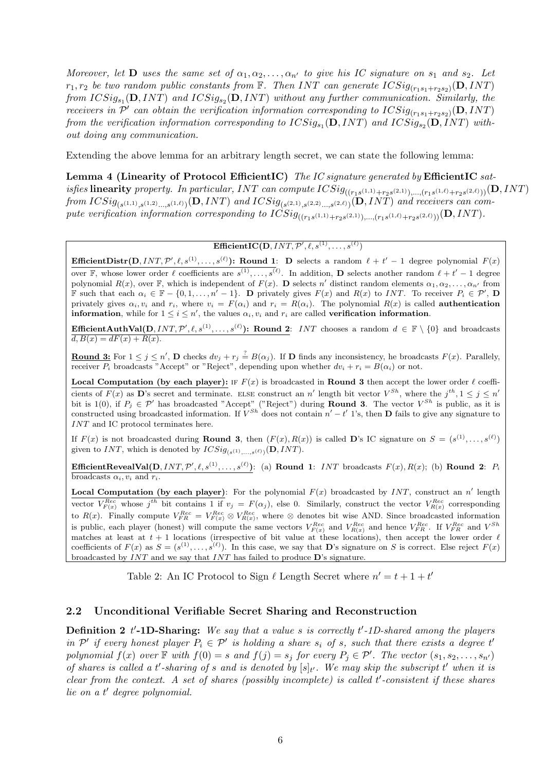*Moreover, let* **D** *uses the same set of* $\alpha_1, \alpha_2, \ldots, \alpha_{n'}$ *to give his IC signature on* $s_1$ *and* $s_2$*. Let* $r_1, r_2$ *be two random public constants from* $\mathbb{F}$*. Then* $INT$ *can generate* $ICSig_{(r_1 s_1 + r_2 s_2)}(\mathbf{D}, INT)$ *from* $ICSig_{s_1}(\mathbf{D}, INT)$ *and* $ICSig_{s_2}(\mathbf{D}, INT)$ *without any further communication. Similarly, the receivers in* $\mathcal{P}'$ *can obtain the verification information corresponding to* $ICSig_{(r_1 s_1 + r_2 s_2)}(\mathbf{D}, INT)$ *from the verification information corresponding to* $ICSig_{s_1}(\mathbf{D}, INT)$ *and* $ICSig_{s_2}(\mathbf{D}, INT)$ *without doing any communication.*

Extending the above lemma for an arbitrary length secret, we can state the following lemma:

**Lemma 4 (Linearity of Protocol EfficientIC)** *The IC signature generated by* **EfficientIC** *satisfies* **linearity** *property. In particular,* $INT$ *can compute* $ICSig_{((r_1 s^{(1,1)} + r_2 s^{(2,1)}), \ldots, (r_1 s^{(1,\ell)} + r_2 s^{(2,\ell)}))}(\mathbf{D}, INT)$ *from* $ICSig_{(s^{(1,1)}, s^{(1,2)}, \ldots, s^{(1,\ell)})}(\mathbf{D}, INT)$ *and* $ICSig_{(s^{(2,1)}, s^{(2,2)}, \ldots, s^{(2,\ell)})}(\mathbf{D}, INT)$ *and receivers can compute verification information corresponding to* $ICSig_{((r_1 s^{(1,1)} + r_2 s^{(2,1)}), \ldots, (r_1 s^{(1,\ell)} + r_2 s^{(2,\ell)}))}(\mathbf{D}, INT)$*.*

---

**EfficientIC$(\mathbf{D}, INT, \mathcal{P}', \ell, s^{(1)}, \ldots, s^{(\ell)})$**

**EfficientDistr$(\mathbf{D}, INT, \mathcal{P}', \ell, s^{(1)}, \ldots, s^{(\ell)})$: Round 1**: **D** selects a random $\ell + t' - 1$ degree polynomial $F(x)$ over $\mathbb{F}$, whose lower order $\ell$ coefficients are $s^{(1)}, \ldots, s^{(\ell)}$. In addition, **D** selects another random $\ell + t' - 1$ degree polynomial $R(x)$, over $\mathbb{F}$, which is independent of $F(x)$. **D** selects $n'$ distinct random elements $\alpha_1, \alpha_2, \ldots, \alpha_{n'}$ from $\mathbb{F}$ such that each $\alpha_i \in \mathbb{F} - \{0, 1, \ldots, n' - 1\}$. **D** privately gives $F(x)$ and $R(x)$ to $INT$. To receiver $P_i \in \mathcal{P}'$, **D** privately gives $\alpha_i, v_i$ and $r_i$, where $v_i = F(\alpha_i)$ and $r_i = R(\alpha_i)$. The polynomial $R(x)$ is called **authentication information**, while for $1 \leq i \leq n'$, the values $\alpha_i, v_i$ and $r_i$ are called **verification information**.

**EfficientAuthVal$(\mathbf{D}, INT, \mathcal{P}', \ell, s^{(1)}, \ldots, s^{(\ell)})$: Round 2**: $INT$ chooses a random $d \in \mathbb{F} \setminus \{0\}$ and broadcasts $d, B(x) = dF(x) + R(x)$.

**Round 3:** For $1 \leq j \leq n'$, **D** checks $dv_j + r_j \stackrel{?}{=} B(\alpha_j)$. If **D** finds any inconsistency, he broadcasts $F(x)$. Parallely, receiver $P_i$ broadcasts "Accept" or "Reject", depending upon whether $dv_i + r_i = B(\alpha_i)$ or not.

**Local Computation (by each player):** IF $F(x)$ is broadcasted in **Round 3** then accept the lower order $\ell$ coefficients of $F(x)$ as **D**'s secret and terminate. ELSE construct an $n'$ length bit vector $V^{Sh}$, where the $j^{th}, 1 \leq j \leq n'$ bit is 1(0), if $P_j \in \mathcal{P}'$ has broadcasted "Accept" ("Reject") during **Round 3**. The vector $V^{Sh}$ is public, as it is constructed using broadcasted information. If $V^{Sh}$ does not contain $n' - t'$ 1's, then **D** fails to give any signature to $INT$ and IC protocol terminates here.

If $F(x)$ is not broadcasted during **Round 3**, then $(F(x), R(x))$ is called **D**'s IC signature on $S = (s^{(1)}, \ldots, s^{(\ell)})$ given to $INT$, which is denoted by $ICSig_{(s^{(1)}, \ldots, s^{(\ell)})}(\mathbf{D}, INT)$.

**EfficientRevealVal$(\mathbf{D}, INT, \mathcal{P}', \ell, s^{(1)}, \ldots, s^{(\ell)})$**: (a) **Round 1**: $INT$ broadcasts $F(x), R(x)$; (b) **Round 2**: $P_i$ broadcasts $\alpha_i, v_i$ and $r_i$.

**Local Computation (by each player)**: For the polynomial $F(x)$ broadcasted by $INT$, construct an $n'$ length vector $V^{Rec}_{F(x)}$ whose $j^{th}$ bit contains 1 if $v_j = F(\alpha_j)$, else 0. Similarly, construct the vector $V^{Rec}_{R(x)}$ corresponding to $R(x)$. Finally compute $V^{Rec}_{FR} = V^{Rec}_{F(x)} \otimes V^{Rec}_{R(x)}$, where $\otimes$ denotes bit wise AND. Since broadcasted information is public, each player (honest) will compute the same vectors $V^{Rec}_{F(x)}$ and $V^{Rec}_{R(x)}$ and hence $V^{Rec}_{FR}$. If $V^{Rec}_{FR}$ and $V^{Sh}$ matches at least at $t + 1$ locations (irrespective of bit value at these locations), then accept the lower order $\ell$ coefficients of $F(x)$ as $S = (s^{(1)}, \ldots, s^{(\ell)})$. In this case, we say that **D**'s signature on $S$ is correct. Else reject $F(x)$ broadcasted by $INT$ and we say that $INT$ has failed to produce **D**'s signature.

---

Table 2: An IC Protocol to Sign $\ell$ Length Secret where $n' = t + 1 + t'$

## 2.2 Unconditional Verifiable Secret Sharing and Reconstruction

**Definition 2** $t'$**-1D-Sharing:** *We say that a value* $s$ *is correctly* $t'$*-1D-shared among the players in* $\mathcal{P}'$ *if every honest player* $P_i \in \mathcal{P}'$ *is holding a share* $s_i$ *of* $s$*, such that there exists a degree* $t'$ *polynomial* $f(x)$ *over* $\mathbb{F}$ *with* $f(0) = s$ *and* $f(j) = s_j$ *for every* $P_j \in \mathcal{P}'$*. The vector* $(s_1, s_2, \ldots, s_{n'})$ *of shares is called a* $t'$*-sharing of* $s$ *and is denoted by* $[s]_{t'}$*. We may skip the subscript* $t'$ *when it is clear from the context. A set of shares (possibly incomplete) is called* $t'$*-consistent if these shares lie on a* $t'$ *degree polynomial.*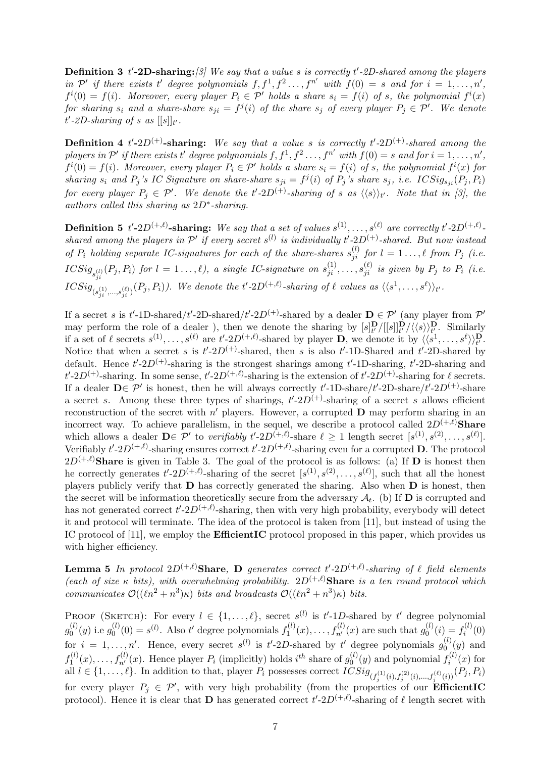**Definition 3** **$t'$-2D-sharing:** *[3] We say that a value $s$ is correctly $t'$-2D-shared among the players in $\mathcal{P}'$ if there exists $t'$ degree polynomials $f, f^1, f^2 \ldots, f^{n'}$ with $f(0) = s$ and for $i = 1, \ldots, n'$, $f^i(0) = f(i)$. Moreover, every player $P_i \in \mathcal{P}'$ holds a share $s_i = f(i)$ of $s$, the polynomial $f^i(x)$ for sharing $s_i$ and a share-share $s_{ji} = f^j(i)$ of the share $s_j$ of every player $P_j \in \mathcal{P}'$. We denote $t'$-2D-sharing of $s$ as $[[s]]_{t'}$.*

**Definition 4** **$t'$-2$D^{(+)}$-sharing:** *We say that a value $s$ is correctly $t'$-2$D^{(+)}$-shared among the players in $\mathcal{P}'$ if there exists $t'$ degree polynomials $f, f^1, f^2 \ldots, f^{n'}$ with $f(0) = s$ and for $i = 1, \ldots, n'$, $f^i(0) = f(i)$. Moreover, every player $P_i \in \mathcal{P}'$ holds a share $s_i = f(i)$ of $s$, the polynomial $f^i(x)$ for sharing $s_i$ and $P_j$'s IC Signature on share-share $s_{ji} = f^j(i)$ of $P_j$'s share $s_j$, i.e. $ICSig_{s_{ji}}(P_j, P_i)$ for every player $P_j \in \mathcal{P}'$. We denote the $t'$-2$D^{(+)}$-sharing of $s$ as $\langle\langle s \rangle\rangle_{t'}$. Note that in [3], the authors called this sharing as $2D^*$-sharing.*

**Definition 5** **$t'$-2$D^{(+,\ell)}$-sharing:** *We say that a set of values $s^{(1)}, \ldots, s^{(\ell)}$ are correctly $t'$-2$D^{(+,\ell)}$-shared among the players in $\mathcal{P}'$ if every secret $s^{(l)}$ is individually $t'$-2$D^{(+)}$-shared. But now instead of $P_i$ holding separate IC-signatures for each of the share-shares $s^{(l)}_{ji}$ for $l = 1 \ldots, \ell$ from $P_j$ (i.e. $ICSig_{s^{(l)}_{ji}}(P_j, P_i)$ for $l = 1 \ldots, \ell$), a single IC-signature on $s^{(1)}_{ji}, \ldots, s^{(\ell)}_{ji}$ is given by $P_j$ to $P_i$ (i.e. $ICSig_{(s^{(1)}_{ji}, \ldots, s^{(\ell)}_{ji})}(P_j, P_i)$). We denote the $t'$-2$D^{(+,\ell)}$-sharing of $\ell$ values as $\langle\langle s^1, \ldots, s^\ell \rangle\rangle_{t'}$.*

If a secret $s$ is $t'$-1D-shared/$t'$-2D-shared/$t'$-2$D^{(+)}$-shared by a dealer $\mathbf{D} \in \mathcal{P}'$ (any player from $\mathcal{P}'$ may perform the role of a dealer ), then we denote the sharing by $[s]^{\mathbf{D}}_{t'}/[[s]]^{\mathbf{D}}_{t'}/\langle\langle s \rangle\rangle^{\mathbf{D}}_{t'}$. Similarly if a set of $\ell$ secrets $s^{(1)}, \ldots, s^{(\ell)}$ are $t'$-2$D^{(+,\ell)}$-shared by player $\mathbf{D}$, we denote it by $\langle\langle s^1, \ldots, s^\ell \rangle\rangle^{\mathbf{D}}_{t'}$. Notice that when a secret $s$ is $t'$-2$D^{(+)}$-shared, then $s$ is also $t'$-1D-Shared and $t'$-2D-shared by default. Hence $t'$-2$D^{(+)}$-sharing is the strongest sharings among $t'$-1D-sharing, $t'$-2D-sharing and $t'$-2$D^{(+)}$-sharing. In some sense, $t'$-2$D^{(+,\ell)}$-sharing is the extension of $t'$-2$D^{(+)}$-sharing for $\ell$ secrets. If a dealer $\mathbf{D}\in \mathcal{P}'$ is honest, then he will always correctly $t'$-1D-share/$t'$-2D-share/$t'$-2$D^{(+)}$-share a secret $s$. Among these three types of sharings, $t'$-2$D^{(+)}$-sharing of a secret $s$ allows efficient reconstruction of the secret with $n'$ players. However, a corrupted $\mathbf{D}$ may perform sharing in an incorrect way. To achieve parallelism, in the sequel, we describe a protocol called $2D^{(+,\ell)}$**Share** which allows a dealer $\mathbf{D}\in \mathcal{P}'$ to *verifiably* $t'$-2$D^{(+,\ell)}$-share $\ell \geq 1$ length secret $[s^{(1)}, s^{(2)}, \ldots, s^{(\ell)}]$. Verifiably $t'$-2$D^{(+,\ell)}$-sharing ensures correct $t'$-2$D^{(+,\ell)}$-sharing even for a corrupted $\mathbf{D}$. The protocol $2D^{(+,\ell)}$**Share** is given in Table 3. The goal of the protocol is as follows: (a) If $\mathbf{D}$ is honest then he correctly generates $t'$-2$D^{(+,\ell)}$-sharing of the secret $[s^{(1)}, s^{(2)}, \ldots, s^{(\ell)}]$, such that all the honest players publicly verify that $\mathbf{D}$ has correctly generated the sharing. Also when $\mathbf{D}$ is honest, then the secret will be information theoretically secure from the adversary $\mathcal{A}_t$. (b) If $\mathbf{D}$ is corrupted and has not generated correct $t'$-2$D^{(+,\ell)}$-sharing, then with very high probability, everybody will detect it and protocol will terminate. The idea of the protocol is taken from [11], but instead of using the IC protocol of [11], we employ the **EfficientIC** protocol proposed in this paper, which provides us with higher efficiency.

**Lemma 5** *In protocol $2D^{(+,\ell)}$**Share**, $\mathbf{D}$ generates correct $t'$-2$D^{(+,\ell)}$-sharing of $\ell$ field elements (each of size $\kappa$ bits), with overwhelming probability. $2D^{(+,\ell)}$**Share** is a ten round protocol which communicates $\mathcal{O}((\ell n^2 + n^3)\kappa)$ bits and broadcasts $\mathcal{O}((\ell n^2 + n^3)\kappa)$ bits.*

Proof (Sketch): For every $l \in \{1, \ldots, \ell\}$, secret $s^{(l)}$ is $t'$-1$D$-shared by $t'$ degree polynomial $g^{(l)}_0(y)$ i.e $g^{(l)}_0(0) = s^{(l)}$. Also $t'$ degree polynomials $f^{(l)}_1(x), \ldots, f^{(l)}_{n'}(x)$ are such that $g^{(l)}_0(i) = f^{(l)}_i(0)$ for $i = 1, \ldots, n'$. Hence, every secret $s^{(l)}$ is $t'$-2$D$-shared by $t'$ degree polynomials $g^{(l)}_0(y)$ and $f^{(l)}_1(x), \ldots, f^{(l)}_{n'}(x)$. Hence player $P_i$ (implicitly) holds $i^{th}$ share of $g^{(l)}_0(y)$ and polynomial $f^{(l)}_i(x)$ for all $l \in \{1, \ldots, \ell\}$. In addition to that, player $P_i$ possesses correct $ICSig_{(f^{(1)}_j(i), f^{(2)}_j(i), \ldots, f^{(\ell)}_j(i))}(P_j, P_i)$ for every player $P_j \in \mathcal{P}'$, with very high probability (from the properties of our **EfficientIC** protocol). Hence it is clear that $\mathbf{D}$ has generated correct $t'$-2$D^{(+,\ell)}$-sharing of $\ell$ length secret with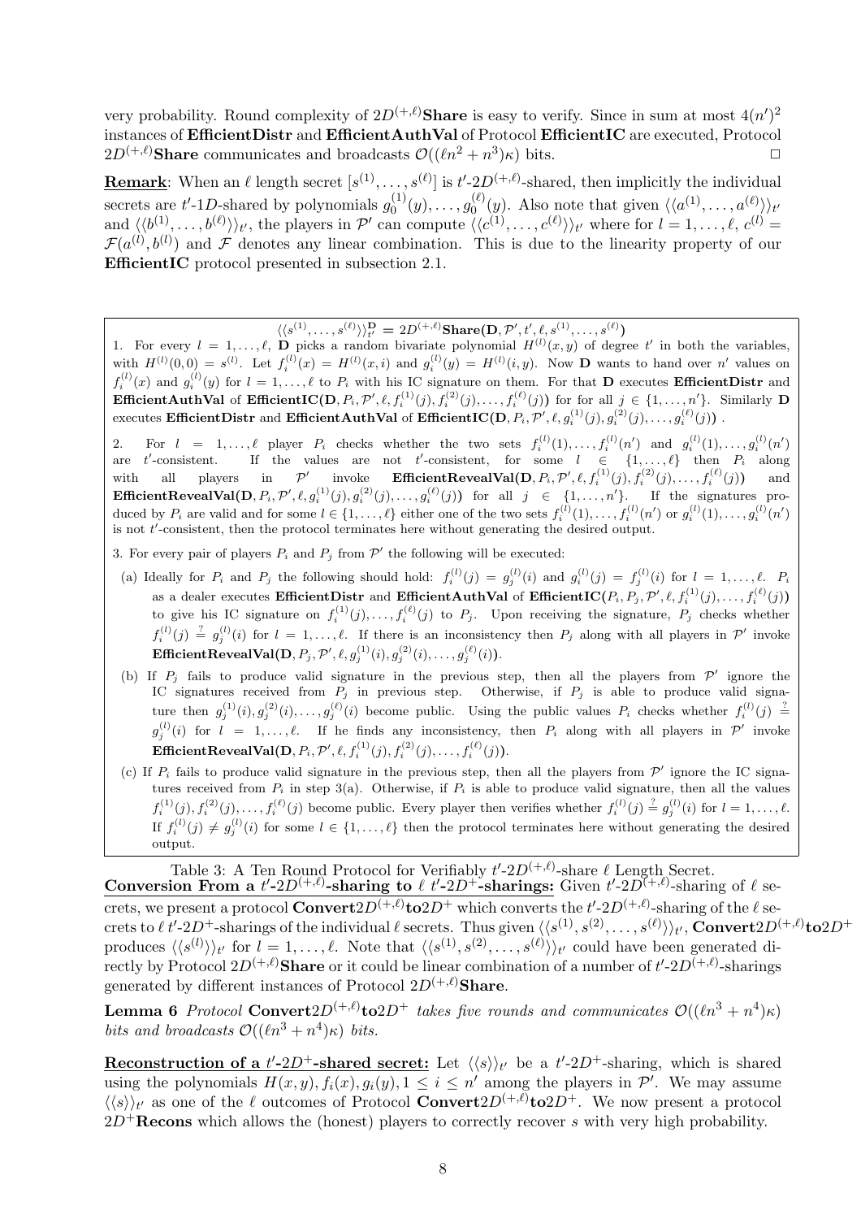very probability. Round complexity of $2D^{(+,\ell)}$**Share** is easy to verify. Since in sum at most $4(n')^2$ instances of **EfficientDistr** and **EfficientAuthVal** of Protocol **EfficientIC** are executed, Protocol $2D^{(+,\ell)}$**Share** communicates and broadcasts $\mathcal{O}((\ell n^2 + n^3)\kappa)$ bits. □

**Remark**: When an $\ell$ length secret $[s^{(1)}, \ldots, s^{(\ell)}]$ is $t'$-$2D^{(+,\ell)}$-shared, then implicitly the individual secrets are $t'$-$1D$-shared by polynomials $g_0^{(1)}(y), \ldots, g_0^{(\ell)}(y)$. Also note that given $\langle\langle a^{(1)}, \ldots, a^{(\ell)} \rangle\rangle_{t'}$ and $\langle\langle b^{(1)}, \ldots, b^{(\ell)} \rangle\rangle_{t'}$, the players in $\mathcal{P}'$ can compute $\langle\langle c^{(1)}, \ldots, c^{(\ell)} \rangle\rangle_{t'}$ where for $l = 1, \ldots, \ell$, $c^{(l)} = \mathcal{F}(a^{(l)}, b^{(l)})$ and $\mathcal{F}$ denotes any linear combination. This is due to the linearity property of our **EfficientIC** protocol presented in subsection 2.1.

---

$$\langle\langle s^{(1)}, \ldots, s^{(\ell)} \rangle\rangle_{t'}^{\mathbf{D}} = 2D^{(+,\ell)}\mathbf{Share}(\mathbf{D}, \mathcal{P}', t', \ell, s^{(1)}, \ldots, s^{(\ell)})$$

1. For every $l = 1, \ldots, \ell$, **D** picks a random bivariate polynomial $H^{(l)}(x, y)$ of degree $t'$ in both the variables, with $H^{(l)}(0, 0) = s^{(l)}$. Let $f_i^{(l)}(x) = H^{(l)}(x, i)$ and $g_i^{(l)}(y) = H^{(l)}(i, y)$. Now **D** wants to hand over $n'$ values on $f_i^{(l)}(x)$ and $g_i^{(l)}(y)$ for $l = 1, \ldots, \ell$ to $P_i$ with his IC signature on them. For that **D** executes **EfficientDistr** and **EfficientAuthVal** of **EfficientIC**$(\mathbf{D}, P_i, \mathcal{P}', \ell, f_i^{(1)}(j), f_i^{(2)}(j), \ldots, f_i^{(\ell)}(j))$ for all $j \in \{1, \ldots, n'\}$. Similarly **D** executes **EfficientDistr** and **EfficientAuthVal** of **EfficientIC**$(\mathbf{D}, P_i, \mathcal{P}', \ell, g_i^{(1)}(j), g_i^{(2)}(j), \ldots, g_i^{(\ell)}(j))$ .

2. For $l = 1, \ldots, \ell$ player $P_i$ checks whether the two sets $f_i^{(l)}(1), \ldots, f_i^{(l)}(n')$ and $g_i^{(l)}(1), \ldots, g_i^{(l)}(n')$ are $t'$-consistent. If the values are not $t'$-consistent, for some $l \in \{1, \ldots, \ell\}$ then $P_i$ along with all players in $\mathcal{P}'$ invoke **EfficientRevealVal**$(\mathbf{D}, P_i, \mathcal{P}', \ell, f_i^{(1)}(j), f_i^{(2)}(j), \ldots, f_i^{(\ell)}(j))$ and **EfficientRevealVal**$(\mathbf{D}, P_i, \mathcal{P}', \ell, g_i^{(1)}(j), g_i^{(2)}(j), \ldots, g_i^{(\ell)}(j))$ for all $j \in \{1, \ldots, n'\}$. If the signatures produced by $P_i$ are valid and for some $l \in \{1, \ldots, \ell\}$ either one of the two sets $f_i^{(l)}(1), \ldots, f_i^{(l)}(n')$ or $g_i^{(l)}(1), \ldots, g_i^{(l)}(n')$ is not $t'$-consistent, then the protocol terminates here without generating the desired output.

3. For every pair of players $P_i$ and $P_j$ from $\mathcal{P}'$ the following will be executed:

 (a) Ideally for $P_i$ and $P_j$ the following should hold: $f_i^{(l)}(j) = g_j^{(l)}(i)$ and $g_i^{(l)}(j) = f_j^{(l)}(i)$ for $l = 1, \ldots, \ell$. $P_i$ as a dealer executes **EfficientDistr** and **EfficientAuthVal** of **EfficientIC**$(P_i, P_j, \mathcal{P}', \ell, f_i^{(1)}(j), \ldots, f_i^{(\ell)}(j))$ to give his IC signature on $f_i^{(1)}(j), \ldots, f_i^{(\ell)}(j)$ to $P_j$. Upon receiving the signature, $P_j$ checks whether $f_i^{(l)}(j) \stackrel{?}{=} g_j^{(l)}(i)$ for $l = 1, \ldots, \ell$. If there is an inconsistency then $P_j$ along with all players in $\mathcal{P}'$ invoke **EfficientRevealVal**$(\mathbf{D}, P_j, \mathcal{P}', \ell, g_j^{(1)}(i), g_j^{(2)}(i), \ldots, g_j^{(\ell)}(i))$.

 (b) If $P_j$ fails to produce valid signature in the previous step, then all the players from $\mathcal{P}'$ ignore the IC signatures received from $P_j$ in previous step. Otherwise, if $P_j$ is able to produce valid signature then $g_j^{(1)}(i), g_j^{(2)}(i), \ldots, g_j^{(\ell)}(i)$ become public. Using the public values $P_i$ checks whether $f_i^{(l)}(j) \stackrel{?}{=} g_j^{(l)}(i)$ for $l = 1, \ldots, \ell$. If he finds any inconsistency, then $P_i$ along with all players in $\mathcal{P}'$ invoke **EfficientRevealVal**$(\mathbf{D}, P_i, \mathcal{P}', \ell, f_i^{(1)}(j), f_i^{(2)}(j), \ldots, f_i^{(\ell)}(j))$.

 (c) If $P_i$ fails to produce valid signature in the previous step, then all the players from $\mathcal{P}'$ ignore the IC signatures received from $P_i$ in step 3(a). Otherwise, if $P_i$ is able to produce valid signature, then all the values $f_i^{(1)}(j), f_i^{(2)}(j), \ldots, f_i^{(\ell)}(j)$ become public. Every player then verifies whether $f_i^{(l)}(j) \stackrel{?}{=} g_j^{(l)}(i)$ for $l = 1, \ldots, \ell$. If $f_i^{(l)}(j) \neq g_j^{(l)}(i)$ for some $l \in \{1, \ldots, \ell\}$ then the protocol terminates here without generating the desired output.

---

Table 3: A Ten Round Protocol for Verifiably $t'$-$2D^{(+,\ell)}$-share $\ell$ Length Secret.

**Conversion From a $t'$-$2D^{(+,\ell)}$-sharing to $\ell$ $t'$-$2D^{+}$-sharings:** Given $t'$-$2D^{(+,\ell)}$-sharing of $\ell$ secrets, we present a protocol **Convert**$2D^{(+,\ell)}$**to**$2D^{+}$ which converts the $t'$-$2D^{(+,\ell)}$-sharing of the $\ell$ secrets to $\ell$ $t'$-$2D^{+}$-sharings of the individual $\ell$ secrets. Thus given $\langle\langle s^{(1)}, s^{(2)}, \ldots, s^{(\ell)} \rangle\rangle_{t'}$, **Convert**$2D^{(+,\ell)}$**to**$2D^{+}$ produces $\langle\langle s^{(l)} \rangle\rangle_{t'}$ for $l = 1, \ldots, \ell$. Note that $\langle\langle s^{(1)}, s^{(2)}, \ldots, s^{(\ell)} \rangle\rangle_{t'}$ could have been generated directly by Protocol $2D^{(+,\ell)}$**Share** or it could be linear combination of a number of $t'$-$2D^{(+,\ell)}$-sharings generated by different instances of Protocol $2D^{(+,\ell)}$**Share**.

**Lemma 6** *Protocol* **Convert**$2D^{(+,\ell)}$**to**$2D^{+}$ *takes five rounds and communicates* $\mathcal{O}((\ell n^3 + n^4)\kappa)$ *bits and broadcasts* $\mathcal{O}((\ell n^3 + n^4)\kappa)$ *bits.*

**Reconstruction of a $t'$-$2D^{+}$-shared secret:** Let $\langle\langle s \rangle\rangle_{t'}$ be a $t'$-$2D^{+}$-sharing, which is shared using the polynomials $H(x, y), f_i(x), g_i(y), 1 \leq i \leq n'$ among the players in $\mathcal{P}'$. We may assume $\langle\langle s \rangle\rangle_{t'}$ as one of the $\ell$ outcomes of Protocol **Convert**$2D^{(+,\ell)}$**to**$2D^{+}$. We now present a protocol $2D^{+}$**Recons** which allows the (honest) players to correctly recover $s$ with very high probability.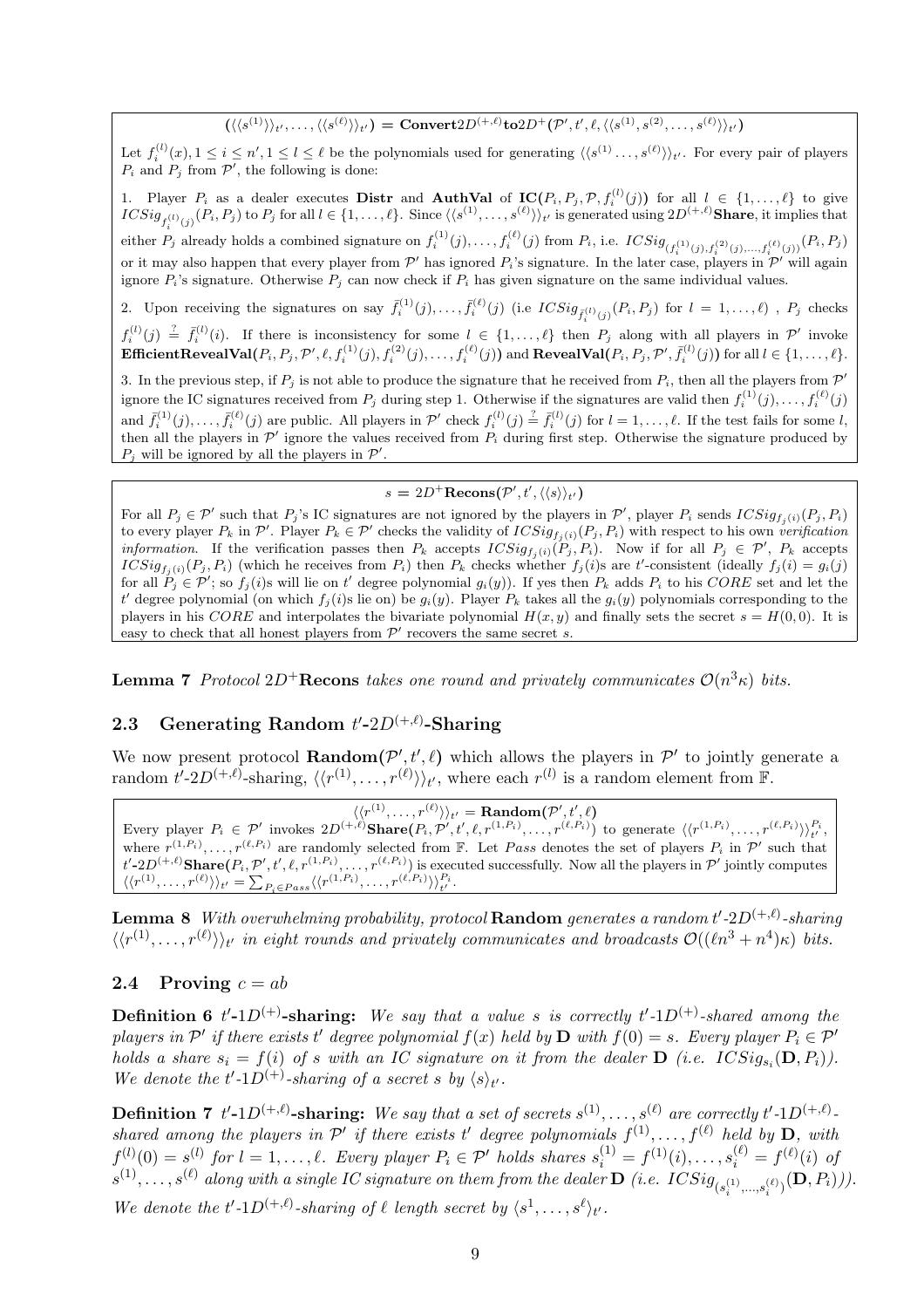$(\langle\langle s^{(1)}\rangle\rangle_{t'}, \ldots, \langle\langle s^{(\ell)}\rangle\rangle_{t'})$ = **Convert**$2D^{(+,\ell)}$**to**$2D^{+}$($\mathcal{P}', t', \ell, \langle\langle s^{(1)}, s^{(2)}, \ldots, s^{(\ell)}\rangle\rangle_{t'}$)

Let $f_i^{(l)}(x), 1 \le i \le n', 1 \le l \le \ell$ be the polynomials used for generating $\langle\langle s^{(1)} \ldots, s^{(\ell)}\rangle\rangle_{t'}$. For every pair of players $P_i$ and $P_j$ from $\mathcal{P}'$, the following is done:

1. Player $P_i$ as a dealer executes **Distr** and **AuthVal** of **IC**($P_i, P_j, \mathcal{P}, f_i^{(l)}(j)$) for all $l \in \{1, \ldots, \ell\}$ to give $ICSig_{f_i^{(l)}(j)}(P_i, P_j)$ to $P_j$ for all $l \in \{1, \ldots, \ell\}$. Since $\langle\langle s^{(1)}, \ldots, s^{(\ell)}\rangle\rangle_{t'}$ is generated using $2D^{(+,\ell)}$**Share**, it implies that either $P_j$ already holds a combined signature on $f_i^{(1)}(j), \ldots, f_i^{(\ell)}(j)$ from $P_i$, i.e. $ICSig_{(f_i^{(1)}(j), f_i^{(2)}(j), \ldots, f_i^{(\ell)}(j))}(P_i, P_j)$ or it may also happen that every player from $\mathcal{P}'$ has ignored $P_i$'s signature. In the later case, players in $\mathcal{P}'$ will again ignore $P_i$'s signature. Otherwise $P_j$ can now check if $P_i$ has given signature on the same individual values.

2. Upon receiving the signatures on say $\bar{f}_i^{(1)}(j), \ldots, \bar{f}_i^{(\ell)}(j)$ (i.e $ICSig_{\bar{f}_i^{(l)}(j)}(P_i, P_j)$ for $l = 1, \ldots, \ell$) , $P_j$ checks $f_i^{(l)}(j) \stackrel{?}{=} \bar{f}_i^{(l)}(i)$. If there is inconsistency for some $l \in \{1, \ldots, \ell\}$ then $P_j$ along with all players in $\mathcal{P}'$ invoke **EfficientRevealVal**($P_i, P_j, \mathcal{P}', \ell, f_i^{(1)}(j), f_i^{(2)}(j), \ldots, f_i^{(\ell)}(j)$) and **RevealVal**($P_i, P_j, \mathcal{P}', \bar{f}_i^{(l)}(j)$) for all $l \in \{1, \ldots, \ell\}$.

3. In the previous step, if $P_j$ is not able to produce the signature that he received from $P_i$, then all the players from $\mathcal{P}'$ ignore the IC signatures received from $P_j$ during step 1. Otherwise if the signatures are valid then $f_i^{(1)}(j), \ldots, f_i^{(\ell)}(j)$ and $\bar{f}_i^{(1)}(j), \ldots, \bar{f}_i^{(\ell)}(j)$ are public. All players in $\mathcal{P}'$ check $f_i^{(l)}(j) \stackrel{?}{=} \bar{f}_i^{(l)}(j)$ for $l = 1, \ldots, \ell$. If the test fails for some $l$, then all the players in $\mathcal{P}'$ ignore the values received from $P_i$ during first step. Otherwise the signature produced by $P_j$ will be ignored by all the players in $\mathcal{P}'$.

$s = 2D^{+}$**Recons**($\mathcal{P}', t', \langle\langle s\rangle\rangle_{t'}$)

For all $P_j \in \mathcal{P}'$ such that $P_j$'s IC signatures are not ignored by the players in $\mathcal{P}'$, player $P_i$ sends $ICSig_{f_j(i)}(P_j, P_i)$ to every player $P_k$ in $\mathcal{P}'$. Player $P_k \in \mathcal{P}'$ checks the validity of $ICSig_{f_j(i)}(P_j, P_i)$ with respect to his own *verification information*. If the verification passes then $P_k$ accepts $ICSig_{f_j(i)}(P_j, P_i)$. Now if for all $P_j \in \mathcal{P}'$, $P_k$ accepts $ICSig_{f_j(i)}(P_j, P_i)$ (which he receives from $P_i$) then $P_k$ checks whether $f_j(i)$s are $t'$-consistent (ideally $f_j(i) = g_i(j)$ for all $P_j \in \mathcal{P}'$; so $f_j(i)$s will lie on $t'$ degree polynomial $g_i(y)$). If yes then $P_k$ adds $P_i$ to his $CORE$ set and let the $t'$ degree polynomial (on which $f_j(i)$s lie on) be $g_i(y)$. Player $P_k$ takes all the $g_i(y)$ polynomials corresponding to the players in his $CORE$ and interpolates the bivariate polynomial $H(x, y)$ and finally sets the secret $s = H(0, 0)$. It is easy to check that all honest players from $\mathcal{P}'$ recovers the same secret $s$.

**Lemma 7** *Protocol* $2D^{+}$**Recons** *takes one round and privately communicates* $\mathcal{O}(n^3\kappa)$ *bits.*

## 2.3 Generating Random $t'$-$2D^{(+,\ell)}$-Sharing

We now present protocol **Random**($\mathcal{P}', t', \ell$) which allows the players in $\mathcal{P}'$ to jointly generate a random $t'$-$2D^{(+,\ell)}$-sharing, $\langle\langle r^{(1)}, \ldots, r^{(\ell)}\rangle\rangle_{t'}$, where each $r^{(l)}$ is a random element from $\mathbb{F}$.

$\langle\langle r^{(1)}, \ldots, r^{(\ell)}\rangle\rangle_{t'}$ = **Random**($\mathcal{P}', t', \ell$)

Every player $P_i \in \mathcal{P}'$ invokes $2D^{(+,\ell)}$**Share**($P_i, \mathcal{P}', t', \ell, r^{(1,P_i)}, \ldots, r^{(\ell,P_i)}$) to generate $\langle\langle r^{(1,P_i)}, \ldots, r^{(\ell,P_i)}\rangle\rangle_{t'}^{P_i}$, where $r^{(1,P_i)}, \ldots, r^{(\ell,P_i)}$ are randomly selected from $\mathbb{F}$. Let $Pass$ denotes the set of players $P_i$ in $\mathcal{P}'$ such that $t'$-$2D^{(+,\ell)}$**Share**($P_i, \mathcal{P}', t', \ell, r^{(1,P_i)}, \ldots, r^{(\ell,P_i)}$) is executed successfully. Now all the players in $\mathcal{P}'$ jointly computes $\langle\langle r^{(1)}, \ldots, r^{(\ell)}\rangle\rangle_{t'} = \sum_{P_i \in Pass} \langle\langle r^{(1,P_i)}, \ldots, r^{(\ell,P_i)}\rangle\rangle_{t'}^{P_i}$.

**Lemma 8** *With overwhelming probability, protocol* **Random** *generates a random* $t'$-$2D^{(+,\ell)}$*-sharing* $\langle\langle r^{(1)}, \ldots, r^{(\ell)}\rangle\rangle_{t'}$ *in eight rounds and privately communicates and broadcasts* $\mathcal{O}((\ell n^3 + n^4)\kappa)$ *bits.*

## 2.4 Proving $c = ab$

**Definition 6** $t'$**-**$1D^{(+)}$**-sharing:** *We say that a value* $s$ *is correctly* $t'$-$1D^{(+)}$*-shared among the players in* $\mathcal{P}'$ *if there exists* $t'$ *degree polynomial* $f(x)$ *held by* $\mathbf{D}$ *with* $f(0) = s$. *Every player* $P_i \in \mathcal{P}'$ *holds a share* $s_i = f(i)$ *of* $s$ *with an IC signature on it from the dealer* $\mathbf{D}$ *(i.e.* $ICSig_{s_i}(\mathbf{D}, P_i)$*). We denote the* $t'$-$1D^{(+)}$*-sharing of a secret* $s$ *by* $\langle s\rangle_{t'}$.

**Definition 7** $t'$**-**$1D^{(+,\ell)}$**-sharing:** *We say that a set of secrets* $s^{(1)}, \ldots, s^{(\ell)}$ *are correctly* $t'$-$1D^{(+,\ell)}$*-shared among the players in* $\mathcal{P}'$ *if there exists* $t'$ *degree polynomials* $f^{(1)}, \ldots, f^{(\ell)}$ *held by* $\mathbf{D}$*, with* $f^{(l)}(0) = s^{(l)}$ *for* $l = 1, \ldots, \ell$. *Every player* $P_i \in \mathcal{P}'$ *holds shares* $s_i^{(1)} = f^{(1)}(i), \ldots, s_i^{(\ell)} = f^{(\ell)}(i)$ *of* $s^{(1)}, \ldots, s^{(\ell)}$ *along with a single IC signature on them from the dealer* $\mathbf{D}$ *(i.e.* $ICSig_{(s_i^{(1)}, \ldots, s_i^{(\ell)})}(\mathbf{D}, P_i)$*)). We denote the* $t'$-$1D^{(+,\ell)}$*-sharing of* $\ell$ *length secret by* $\langle s^1, \ldots, s^\ell\rangle_{t'}$.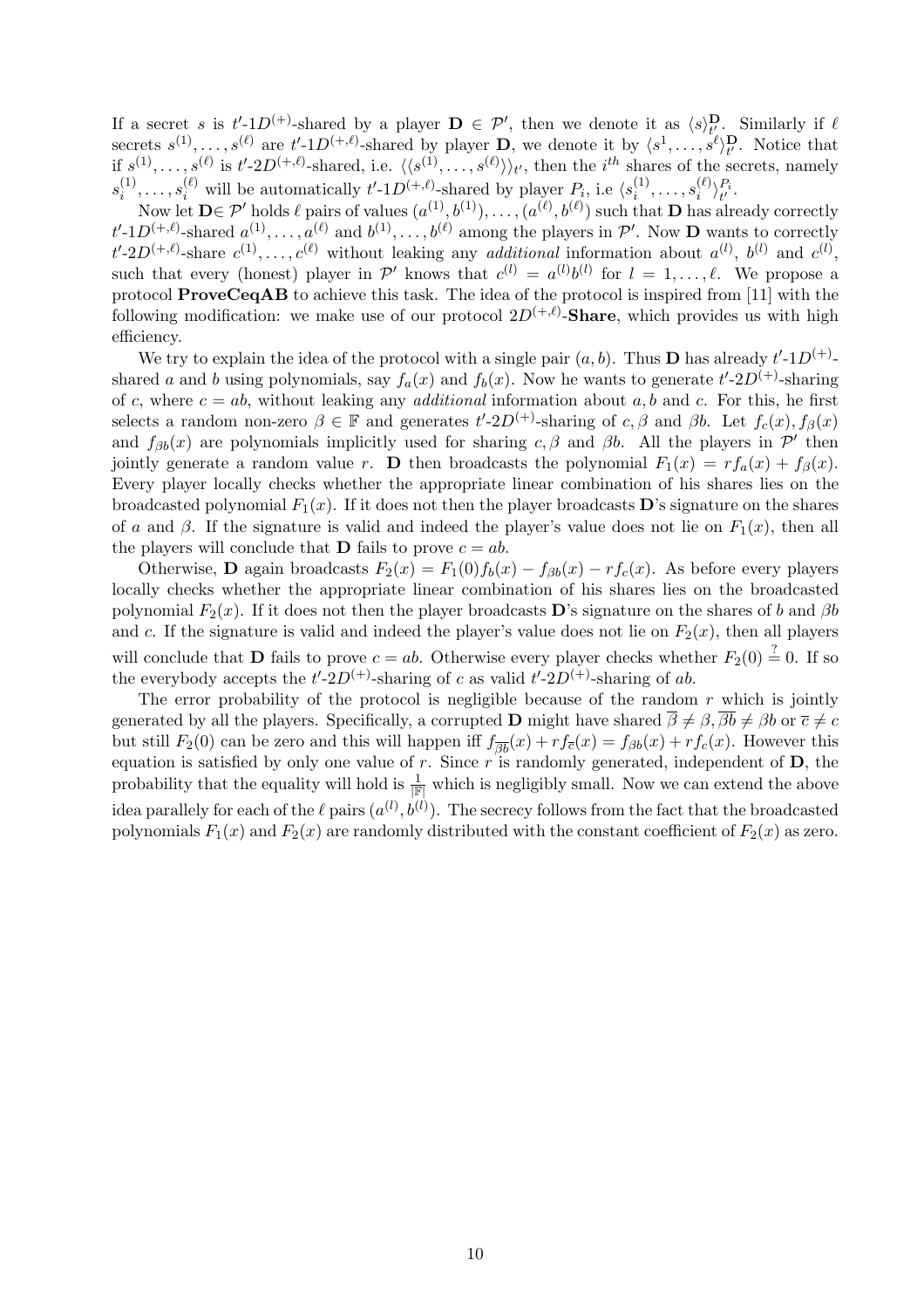If a secret $s$ is $t'$-$1D^{(+)}$-shared by a player $\mathbf{D} \in \mathcal{P}'$, then we denote it as $\langle s \rangle_{t'}^{\mathbf{D}}$. Similarly if $\ell$ secrets $s^{(1)}, \ldots, s^{(\ell)}$ are $t'$-$1D^{(+,\ell)}$-shared by player $\mathbf{D}$, we denote it by $\langle s^1, \ldots, s^\ell \rangle_{t'}^{\mathbf{D}}$. Notice that if $s^{(1)}, \ldots, s^{(\ell)}$ is $t'$-$2D^{(+,\ell)}$-shared, i.e. $\langle\langle s^{(1)}, \ldots, s^{(\ell)} \rangle\rangle_{t'}$, then the $i^{th}$ shares of the secrets, namely $s_i^{(1)}, \ldots, s_i^{(\ell)}$ will be automatically $t'$-$1D^{(+,\ell)}$-shared by player $P_i$, i.e $\langle s_i^{(1)}, \ldots, s_i^{(\ell)} \rangle_{t'}^{P_i}$.

Now let $\mathbf{D} \in \mathcal{P}'$ holds $\ell$ pairs of values $(a^{(1)}, b^{(1)}), \ldots, (a^{(\ell)}, b^{(\ell)})$ such that $\mathbf{D}$ has already correctly $t'$-$1D^{(+,\ell)}$-shared $a^{(1)}, \ldots, a^{(\ell)}$ and $b^{(1)}, \ldots, b^{(\ell)}$ among the players in $\mathcal{P}'$. Now $\mathbf{D}$ wants to correctly $t'$-$2D^{(+,\ell)}$-share $c^{(1)}, \ldots, c^{(\ell)}$ without leaking any *additional* information about $a^{(l)}$, $b^{(l)}$ and $c^{(l)}$, such that every (honest) player in $\mathcal{P}'$ knows that $c^{(l)} = a^{(l)}b^{(l)}$ for $l = 1, \ldots, \ell$. We propose a protocol **ProveCeqAB** to achieve this task. The idea of the protocol is inspired from [11] with the following modification: we make use of our protocol $2D^{(+,\ell)}$-**Share**, which provides us with high efficiency.

We try to explain the idea of the protocol with a single pair $(a, b)$. Thus $\mathbf{D}$ has already $t'$-$1D^{(+)}$-shared $a$ and $b$ using polynomials, say $f_a(x)$ and $f_b(x)$. Now he wants to generate $t'$-$2D^{(+)}$-sharing of $c$, where $c = ab$, without leaking any *additional* information about $a, b$ and $c$. For this, he first selects a random non-zero $\beta \in \mathbb{F}$ and generates $t'$-$2D^{(+)}$-sharing of $c, \beta$ and $\beta b$. Let $f_c(x), f_\beta(x)$ and $f_{\beta b}(x)$ are polynomials implicitly used for sharing $c, \beta$ and $\beta b$. All the players in $\mathcal{P}'$ then jointly generate a random value $r$. $\mathbf{D}$ then broadcasts the polynomial $F_1(x) = rf_a(x) + f_\beta(x)$. Every player locally checks whether the appropriate linear combination of his shares lies on the broadcasted polynomial $F_1(x)$. If it does not then the player broadcasts $\mathbf{D}$'s signature on the shares of $a$ and $\beta$. If the signature is valid and indeed the player's value does not lie on $F_1(x)$, then all the players will conclude that $\mathbf{D}$ fails to prove $c = ab$.

Otherwise, $\mathbf{D}$ again broadcasts $F_2(x) = F_1(0)f_b(x) - f_{\beta b}(x) - rf_c(x)$. As before every players locally checks whether the appropriate linear combination of his shares lies on the broadcasted polynomial $F_2(x)$. If it does not then the player broadcasts $\mathbf{D}$'s signature on the shares of $b$ and $\beta b$ and $c$. If the signature is valid and indeed the player's value does not lie on $F_2(x)$, then all players will conclude that $\mathbf{D}$ fails to prove $c = ab$. Otherwise every player checks whether $F_2(0) \stackrel{?}{=} 0$. If so the everybody accepts the $t'$-$2D^{(+)}$-sharing of $c$ as valid $t'$-$2D^{(+)}$-sharing of $ab$.

The error probability of the protocol is negligible because of the random $r$ which is jointly generated by all the players. Specifically, a corrupted $\mathbf{D}$ might have shared $\overline{\beta} \neq \beta, \overline{\beta b} \neq \beta b$ or $\overline{c} \neq c$ but still $F_2(0)$ can be zero and this will happen iff $f_{\overline{\beta b}}(x) + rf_{\overline{c}}(x) = f_{\beta b}(x) + rf_c(x)$. However this equation is satisfied by only one value of $r$. Since $r$ is randomly generated, independent of $\mathbf{D}$, the probability that the equality will hold is $\frac{1}{|\mathbb{F}|}$ which is negligibly small. Now we can extend the above idea parallely for each of the $\ell$ pairs $(a^{(l)}, b^{(l)})$. The secrecy follows from the fact that the broadcasted polynomials $F_1(x)$ and $F_2(x)$ are randomly distributed with the constant coefficient of $F_2(x)$ as zero.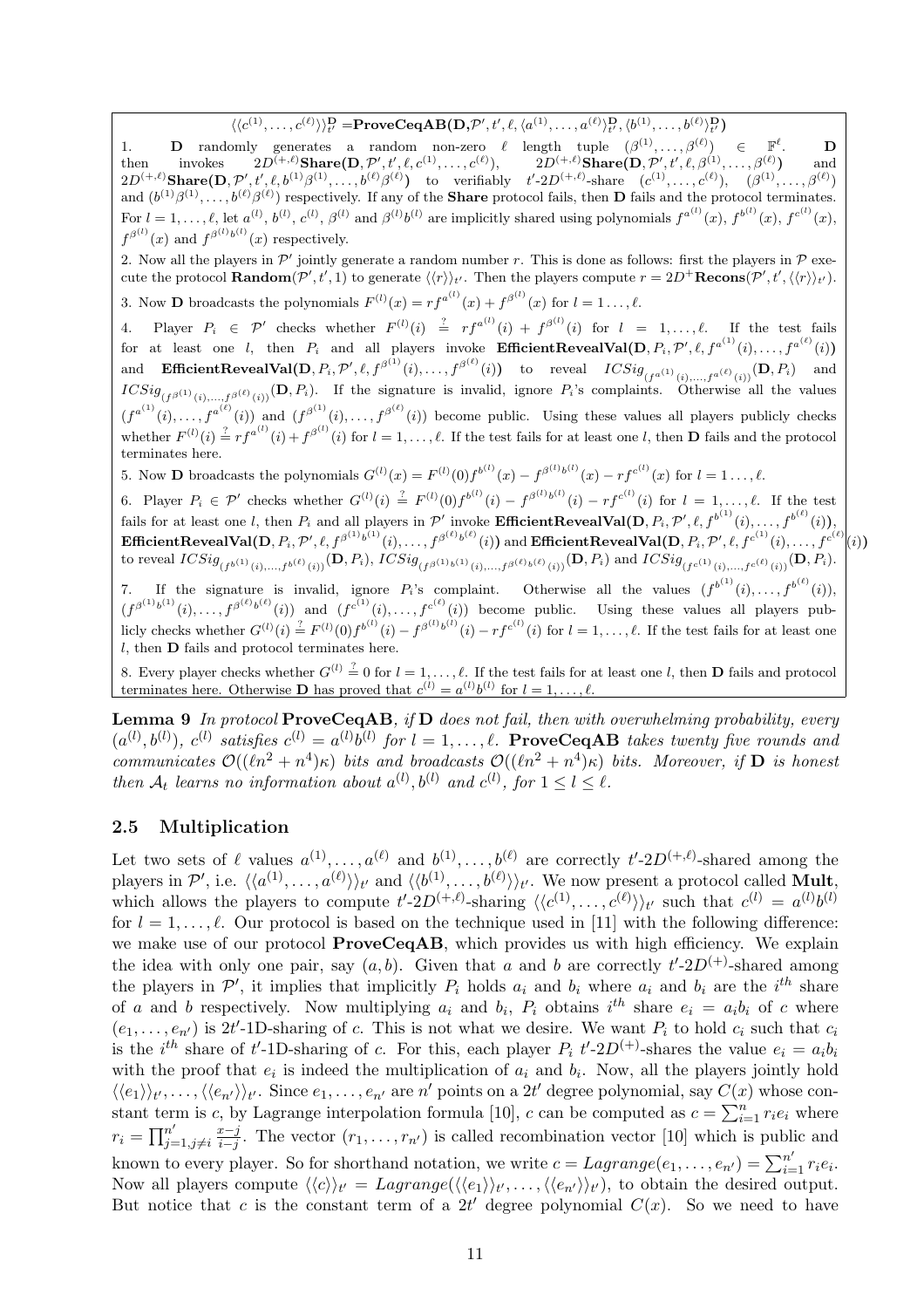$\langle\langle c^{(1)}, \ldots, c^{(\ell)} \rangle\rangle_{t'}^{\mathbf{D}}$ =**ProveCeqAB**($\mathbf{D}, \mathcal{P}', t', \ell, \langle a^{(1)}, \ldots, a^{(\ell)} \rangle_{t'}^{\mathbf{D}}, \langle b^{(1)}, \ldots, b^{(\ell)} \rangle_{t'}^{\mathbf{D}}$)

1. **D** randomly generates a random non-zero $\ell$ length tuple $(\beta^{(1)}, \ldots, \beta^{(\ell)}) \in \mathbb{F}^{\ell}$. **D** then invokes $2D^{(+,\ell)}$**Share**($\mathbf{D}, \mathcal{P}', t', \ell, c^{(1)}, \ldots, c^{(\ell)}$), $2D^{(+,\ell)}$**Share**($\mathbf{D}, \mathcal{P}', t', \ell, \beta^{(1)}, \ldots, \beta^{(\ell)}$) and $2D^{(+,\ell)}$**Share**($\mathbf{D}, \mathcal{P}', t', \ell, b^{(1)}\beta^{(1)}, \ldots, b^{(\ell)}\beta^{(\ell)}$) to verifiably $t'$-$2D^{(+,\ell)}$-share $(c^{(1)}, \ldots, c^{(\ell)})$, $(\beta^{(1)}, \ldots, \beta^{(\ell)})$ and $(b^{(1)}\beta^{(1)}, \ldots, b^{(\ell)}\beta^{(\ell)})$ respectively. If any of the **Share** protocol fails, then **D** fails and the protocol terminates. For $l = 1, \ldots, \ell$, let $a^{(l)}$, $b^{(l)}$, $c^{(l)}$, $\beta^{(l)}$ and $\beta^{(l)}b^{(l)}$ are implicitly shared using polynomials $f^{a^{(l)}}(x)$, $f^{b^{(l)}}(x)$, $f^{c^{(l)}}(x)$, $f^{\beta^{(l)}}(x)$ and $f^{\beta^{(l)}b^{(l)}}(x)$ respectively.

2. Now all the players in $\mathcal{P}'$ jointly generate a random number $r$. This is done as follows: first the players in $\mathcal{P}$ execute the protocol **Random**($\mathcal{P}', t', 1$) to generate $\langle\langle r \rangle\rangle_{t'}$. Then the players compute $r = 2D^{+}$**Recons**($\mathcal{P}', t', \langle\langle r \rangle\rangle_{t'}$).

3. Now **D** broadcasts the polynomials $F^{(l)}(x) = rf^{a^{(l)}}(x) + f^{\beta^{(l)}}(x)$ for $l = 1 \ldots, \ell$.

4. Player $P_i \in \mathcal{P}'$ checks whether $F^{(l)}(i) \stackrel{?}{=} rf^{a^{(l)}}(i) + f^{\beta^{(l)}}(i)$ for $l = 1, \ldots, \ell$. If the test fails for at least one $l$, then $P_i$ and all players invoke **EfficientRevealVal**($\mathbf{D}, P_i, \mathcal{P}', \ell, f^{a^{(1)}}(i), \ldots, f^{a^{(\ell)}}(i)$) and **EfficientRevealVal**($\mathbf{D}, P_i, \mathcal{P}', \ell, f^{\beta^{(1)}}(i), \ldots, f^{\beta^{(\ell)}}(i)$) to reveal $ICSig_{(f^{a^{(1)}}(i), \ldots, f^{a^{(\ell)}}(i))}(\mathbf{D}, P_i)$ and $ICSig_{(f^{\beta^{(1)}}(i), \ldots, f^{\beta^{(\ell)}}(i))}(\mathbf{D}, P_i)$. If the signature is invalid, ignore $P_i$'s complaints. Otherwise all the values $(f^{a^{(1)}}(i), \ldots, f^{a^{(\ell)}}(i))$ and $(f^{\beta^{(1)}}(i), \ldots, f^{\beta^{(\ell)}}(i))$ become public. Using these values all players publicly checks whether $F^{(l)}(i) \stackrel{?}{=} rf^{a^{(l)}}(i) + f^{\beta^{(l)}}(i)$ for $l = 1, \ldots, \ell$. If the test fails for at least one $l$, then **D** fails and the protocol terminates here.

5. Now **D** broadcasts the polynomials $G^{(l)}(x) = F^{(l)}(0)f^{b^{(l)}}(x) - f^{\beta^{(l)}b^{(l)}}(x) - rf^{c^{(l)}}(x)$ for $l = 1 \ldots, \ell$.

6. Player $P_i \in \mathcal{P}'$ checks whether $G^{(l)}(i) \stackrel{?}{=} F^{(l)}(0)f^{b^{(l)}}(i) - f^{\beta^{(l)}b^{(l)}}(i) - rf^{c^{(l)}}(i)$ for $l = 1, \ldots, \ell$. If the test fails for at least one $l$, then $P_i$ and all players in $\mathcal{P}'$ invoke **EfficientRevealVal**($\mathbf{D}, P_i, \mathcal{P}', \ell, f^{b^{(1)}}(i), \ldots, f^{b^{(\ell)}}(i)$), **EfficientRevealVal**($\mathbf{D}, P_i, \mathcal{P}', \ell, f^{\beta^{(1)}b^{(1)}}(i), \ldots, f^{\beta^{(\ell)}b^{(\ell)}}(i)$) and **EfficientRevealVal**($\mathbf{D}, P_i, \mathcal{P}', \ell, f^{c^{(1)}}(i), \ldots, f^{c^{(\ell)}}(i)$) to reveal $ICSig_{(f^{b^{(1)}}(i), \ldots, f^{b^{(\ell)}}(i))}(\mathbf{D}, P_i)$, $ICSig_{(f^{\beta^{(1)}b^{(1)}}(i), \ldots, f^{\beta^{(\ell)}b^{(\ell)}}(i))}(\mathbf{D}, P_i)$ and $ICSig_{(f^{c^{(1)}}(i), \ldots, f^{c^{(\ell)}}(i))}(\mathbf{D}, P_i)$.

7. If the signature is invalid, ignore $P_i$'s complaint. Otherwise all the values $(f^{b^{(1)}}(i), \ldots, f^{b^{(\ell)}}(i))$, $(f^{\beta^{(1)}b^{(1)}}(i), \ldots, f^{\beta^{(\ell)}b^{(\ell)}}(i))$ and $(f^{c^{(1)}}(i), \ldots, f^{c^{(\ell)}}(i))$ become public. Using these values all players publicly checks whether $G^{(l)}(i) \stackrel{?}{=} F^{(l)}(0)f^{b^{(l)}}(i) - f^{\beta^{(l)}b^{(l)}}(i) - rf^{c^{(l)}}(i)$ for $l = 1, \ldots, \ell$. If the test fails for at least one $l$, then **D** fails and protocol terminates here.

8. Every player checks whether $G^{(l)} \stackrel{?}{=} 0$ for $l = 1, \ldots, \ell$. If the test fails for at least one $l$, then **D** fails and protocol terminates here. Otherwise **D** has proved that $c^{(l)} = a^{(l)}b^{(l)}$ for $l = 1, \ldots, \ell$.

**Lemma 9** *In protocol* **ProveCeqAB**, *if* **D** *does not fail, then with overwhelming probability, every* $(a^{(l)}, b^{(l)})$, $c^{(l)}$ *satisfies* $c^{(l)} = a^{(l)}b^{(l)}$ *for* $l = 1, \ldots, \ell$. **ProveCeqAB** *takes twenty five rounds and communicates* $\mathcal{O}((\ell n^2 + n^4)\kappa)$ *bits and broadcasts* $\mathcal{O}((\ell n^2 + n^4)\kappa)$ *bits. Moreover, if* **D** *is honest then* $\mathcal{A}_t$ *learns no information about* $a^{(l)}, b^{(l)}$ *and* $c^{(l)}$, *for* $1 \leq l \leq \ell$.

## 2.5 Multiplication

Let two sets of $\ell$ values $a^{(1)}, \ldots, a^{(\ell)}$ and $b^{(1)}, \ldots, b^{(\ell)}$ are correctly $t'$-$2D^{(+,\ell)}$-shared among the players in $\mathcal{P}'$, i.e. $\langle\langle a^{(1)}, \ldots, a^{(\ell)} \rangle\rangle_{t'}$ and $\langle\langle b^{(1)}, \ldots, b^{(\ell)} \rangle\rangle_{t'}$. We now present a protocol called **Mult**, which allows the players to compute $t'$-$2D^{(+,\ell)}$-sharing $\langle\langle c^{(1)}, \ldots, c^{(\ell)} \rangle\rangle_{t'}$ such that $c^{(l)} = a^{(l)}b^{(l)}$ for $l = 1, \ldots, \ell$. Our protocol is based on the technique used in [11] with the following difference: we make use of our protocol **ProveCeqAB**, which provides us with high efficiency. We explain the idea with only one pair, say $(a, b)$. Given that $a$ and $b$ are correctly $t'$-$2D^{(+)}$-shared among the players in $\mathcal{P}'$, it implies that implicitly $P_i$ holds $a_i$ and $b_i$ where $a_i$ and $b_i$ are the $i^{th}$ share of $a$ and $b$ respectively. Now multiplying $a_i$ and $b_i$, $P_i$ obtains $i^{th}$ share $e_i = a_ib_i$ of $c$ where $(e_1, \ldots, e_{n'})$ is $2t'$-1D-sharing of $c$. This is not what we desire. We want $P_i$ to hold $c_i$ such that $c_i$ is the $i^{th}$ share of $t'$-1D-sharing of $c$. For this, each player $P_i$ $t'$-$2D^{(+)}$-shares the value $e_i = a_ib_i$ with the proof that $e_i$ is indeed the multiplication of $a_i$ and $b_i$. Now, all the players jointly hold $\langle\langle e_1 \rangle\rangle_{t'}, \ldots, \langle\langle e_{n'} \rangle\rangle_{t'}$. Since $e_1, \ldots, e_{n'}$ are $n'$ points on a $2t'$ degree polynomial, say $C(x)$ whose constant term is $c$, by Lagrange interpolation formula [10], $c$ can be computed as $c = \sum_{i=1}^{n} r_ie_i$ where $r_i = \prod_{j=1, j\neq i}^{n'} \frac{x-j}{i-j}$. The vector $(r_1, \ldots, r_{n'})$ is called recombination vector [10] which is public and known to every player. So for shorthand notation, we write $c = Lagrange(e_1, \ldots, e_{n'}) = \sum_{i=1}^{n'} r_ie_i$. Now all players compute $\langle\langle c \rangle\rangle_{t'} = Lagrange(\langle\langle e_1 \rangle\rangle_{t'}, \ldots, \langle\langle e_{n'} \rangle\rangle_{t'})$, to obtain the desired output. But notice that $c$ is the constant term of a $2t'$ degree polynomial $C(x)$. So we need to have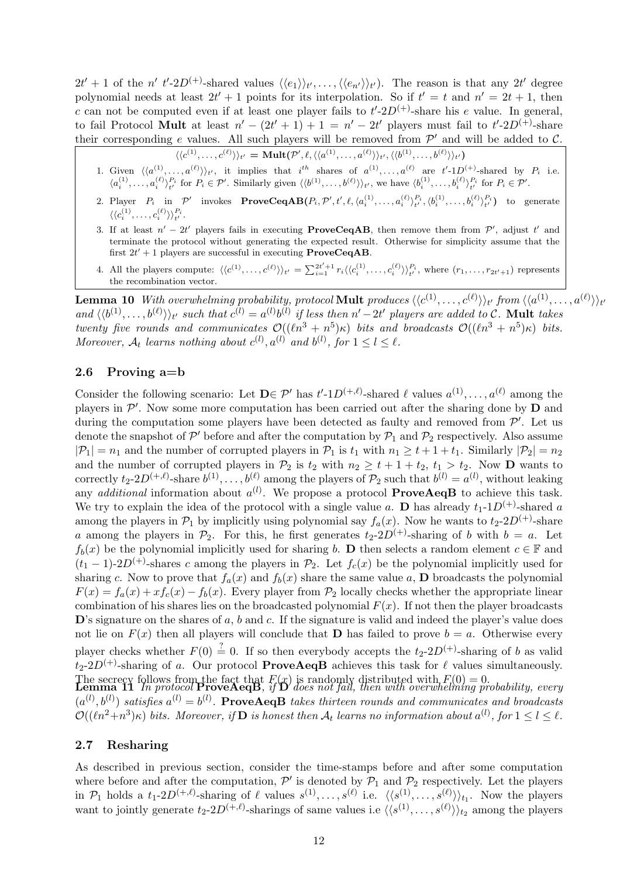$2t' + 1$ of the $n'$ $t'$-$2D^{(+)}$-shared values $\langle\langle e_1 \rangle\rangle_{t'}, \ldots, \langle\langle e_{n'} \rangle\rangle_{t'}$). The reason is that any $2t'$ degree polynomial needs at least $2t' + 1$ points for its interpolation. So if $t' = t$ and $n' = 2t + 1$, then $c$ can not be computed even if at least one player fails to $t'$-$2D^{(+)}$-share his $e$ value. In general, to fail Protocol **Mult** at least $n' - (2t' + 1) + 1 = n' - 2t'$ players must fail to $t'$-$2D^{(+)}$-share their corresponding $e$ values. All such players will be removed from $\mathcal{P}'$ and will be added to $\mathcal{C}$.

> $\langle\langle c^{(1)}, \ldots, c^{(\ell)} \rangle\rangle_{t'}$ = **Mult**$(\mathcal{P}', \ell, \langle\langle a^{(1)}, \ldots, a^{(\ell)} \rangle\rangle_{t'}, \langle\langle b^{(1)}, \ldots, b^{(\ell)} \rangle\rangle_{t'})$
>
> 1. Given $\langle\langle a^{(1)}, \ldots, a^{(\ell)} \rangle\rangle_{t'}$, it implies that $i^{th}$ shares of $a^{(1)}, \ldots, a^{(\ell)}$ are $t'$-$1D^{(+)}$-shared by $P_i$ i.e. $\langle a_i^{(1)}, \ldots, a_i^{(\ell)} \rangle_{t'}^{P_i}$ for $P_i \in \mathcal{P}'$. Similarly given $\langle\langle b^{(1)}, \ldots, b^{(\ell)} \rangle\rangle_{t'}$, we have $\langle b_i^{(1)}, \ldots, b_i^{(\ell)} \rangle_{t'}^{P_i}$ for $P_i \in \mathcal{P}'$.
> 2. Player $P_i$ in $\mathcal{P}'$ invokes **ProveCeqAB**$(P_i, \mathcal{P}', t', \ell, \langle a_i^{(1)}, \ldots, a_i^{(\ell)} \rangle_{t'}^{P_i}, \langle b_i^{(1)}, \ldots, b_i^{(\ell)} \rangle_{t'}^{P_i})$ to generate $\langle\langle c_i^{(1)}, \ldots, c_i^{(\ell)} \rangle\rangle_{t'}^{P_i}$.
> 3. If at least $n' - 2t'$ players fails in executing **ProveCeqAB**, then remove them from $\mathcal{P}'$, adjust $t'$ and terminate the protocol without generating the expected result. Otherwise for simplicity assume that the first $2t' + 1$ players are successful in executing **ProveCeqAB**.
> 4. All the players compute: $\langle\langle c^{(1)}, \ldots, c^{(\ell)} \rangle\rangle_{t'} = \sum_{i=1}^{2t'+1} r_i \langle\langle c_i^{(1)}, \ldots, c_i^{(\ell)} \rangle\rangle_{t'}^{P_i}$, where $(r_1, \ldots, r_{2t'+1})$ represents the recombination vector.

**Lemma 10** *With overwhelming probability, protocol* **Mult** *produces* $\langle\langle c^{(1)}, \ldots, c^{(\ell)} \rangle\rangle_{t'}$ *from* $\langle\langle a^{(1)}, \ldots, a^{(\ell)} \rangle\rangle_{t'}$ *and* $\langle\langle b^{(1)}, \ldots, b^{(\ell)} \rangle\rangle_{t'}$ *such that* $c^{(l)} = a^{(l)} b^{(l)}$ *if less then* $n' - 2t'$ *players are added to* $\mathcal{C}$. **Mult** *takes twenty five rounds and communicates* $\mathcal{O}((\ell n^3 + n^5)\kappa)$ *bits and broadcasts* $\mathcal{O}((\ell n^3 + n^5)\kappa)$ *bits. Moreover,* $\mathcal{A}_t$ *learns nothing about* $c^{(l)}, a^{(l)}$ *and* $b^{(l)}$*, for* $1 \leq l \leq \ell$.

### 2.6 Proving a=b

Consider the following scenario: Let $\mathbf{D} \in \mathcal{P}'$ has $t'$-$1D^{(+,\ell)}$-shared $\ell$ values $a^{(1)}, \ldots, a^{(\ell)}$ among the players in $\mathcal{P}'$. Now some more computation has been carried out after the sharing done by $\mathbf{D}$ and during the computation some players have been detected as faulty and removed from $\mathcal{P}'$. Let us denote the snapshot of $\mathcal{P}'$ before and after the computation by $\mathcal{P}_1$ and $\mathcal{P}_2$ respectively. Also assume $|\mathcal{P}_1| = n_1$ and the number of corrupted players in $\mathcal{P}_1$ is $t_1$ with $n_1 \geq t + 1 + t_1$. Similarly $|\mathcal{P}_2| = n_2$ and the number of corrupted players in $\mathcal{P}_2$ is $t_2$ with $n_2 \geq t + 1 + t_2$, $t_1 > t_2$. Now $\mathbf{D}$ wants to correctly $t_2$-$2D^{(+,\ell)}$-share $b^{(1)}, \ldots, b^{(\ell)}$ among the players of $\mathcal{P}_2$ such that $b^{(l)} = a^{(l)}$, without leaking any *additional* information about $a^{(l)}$. We propose a protocol **ProveAeqB** to achieve this task. We try to explain the idea of the protocol with a single value $a$. $\mathbf{D}$ has already $t_1$-$1D^{(+)}$-shared $a$ among the players in $\mathcal{P}_1$ by implicitly using polynomial say $f_a(x)$. Now he wants to $t_2$-$2D^{(+)}$-share $a$ among the players in $\mathcal{P}_2$. For this, he first generates $t_2$-$2D^{(+)}$-sharing of $b$ with $b = a$. Let $f_b(x)$ be the polynomial implicitly used for sharing $b$. $\mathbf{D}$ then selects a random element $c \in \mathbb{F}$ and $(t_1 - 1)$-$2D^{(+)}$-shares $c$ among the players in $\mathcal{P}_2$. Let $f_c(x)$ be the polynomial implicitly used for sharing $c$. Now to prove that $f_a(x)$ and $f_b(x)$ share the same value $a$, $\mathbf{D}$ broadcasts the polynomial $F(x) = f_a(x) + x f_c(x) - f_b(x)$. Every player from $\mathcal{P}_2$ locally checks whether the appropriate linear combination of his shares lies on the broadcasted polynomial $F(x)$. If not then the player broadcasts $\mathbf{D}$'s signature on the shares of $a$, $b$ and $c$. If the signature is valid and indeed the player's value does not lie on $F(x)$ then all players will conclude that $\mathbf{D}$ has failed to prove $b = a$. Otherwise every player checks whether $F(0) \stackrel{?}{=} 0$. If so then everybody accepts the $t_2$-$2D^{(+)}$-sharing of $b$ as valid $t_2$-$2D^{(+)}$-sharing of $a$. Our protocol **ProveAeqB** achieves this task for $\ell$ values simultaneously. The secrecy follows from the fact that $F(x)$ is randomly distributed with $F(0) = 0$.

**Lemma 11** *In protocol* **ProveAeqB**, *if* $\mathbf{D}$ *does not fail, then with overwhelming probability, every* $(a^{(l)}, b^{(l)})$ *satisfies* $a^{(l)} = b^{(l)}$. **ProveAeqB** *takes thirteen rounds and communicates and broadcasts* $\mathcal{O}((\ell n^2 + n^3)\kappa)$ *bits. Moreover, if* $\mathbf{D}$ *is honest then* $\mathcal{A}_t$ *learns no information about* $a^{(l)}$*, for* $1 \leq l \leq \ell$.

### 2.7 Resharing

As described in previous section, consider the time-stamps before and after some computation where before and after the computation, $\mathcal{P}'$ is denoted by $\mathcal{P}_1$ and $\mathcal{P}_2$ respectively. Let the players in $\mathcal{P}_1$ holds a $t_1$-$2D^{(+,\ell)}$-sharing of $\ell$ values $s^{(1)}, \ldots, s^{(\ell)}$ i.e. $\langle\langle s^{(1)}, \ldots, s^{(\ell)} \rangle\rangle_{t_1}$. Now the players want to jointly generate $t_2$-$2D^{(+,\ell)}$-sharings of same values i.e $\langle\langle s^{(1)}, \ldots, s^{(\ell)} \rangle\rangle_{t_2}$ among the players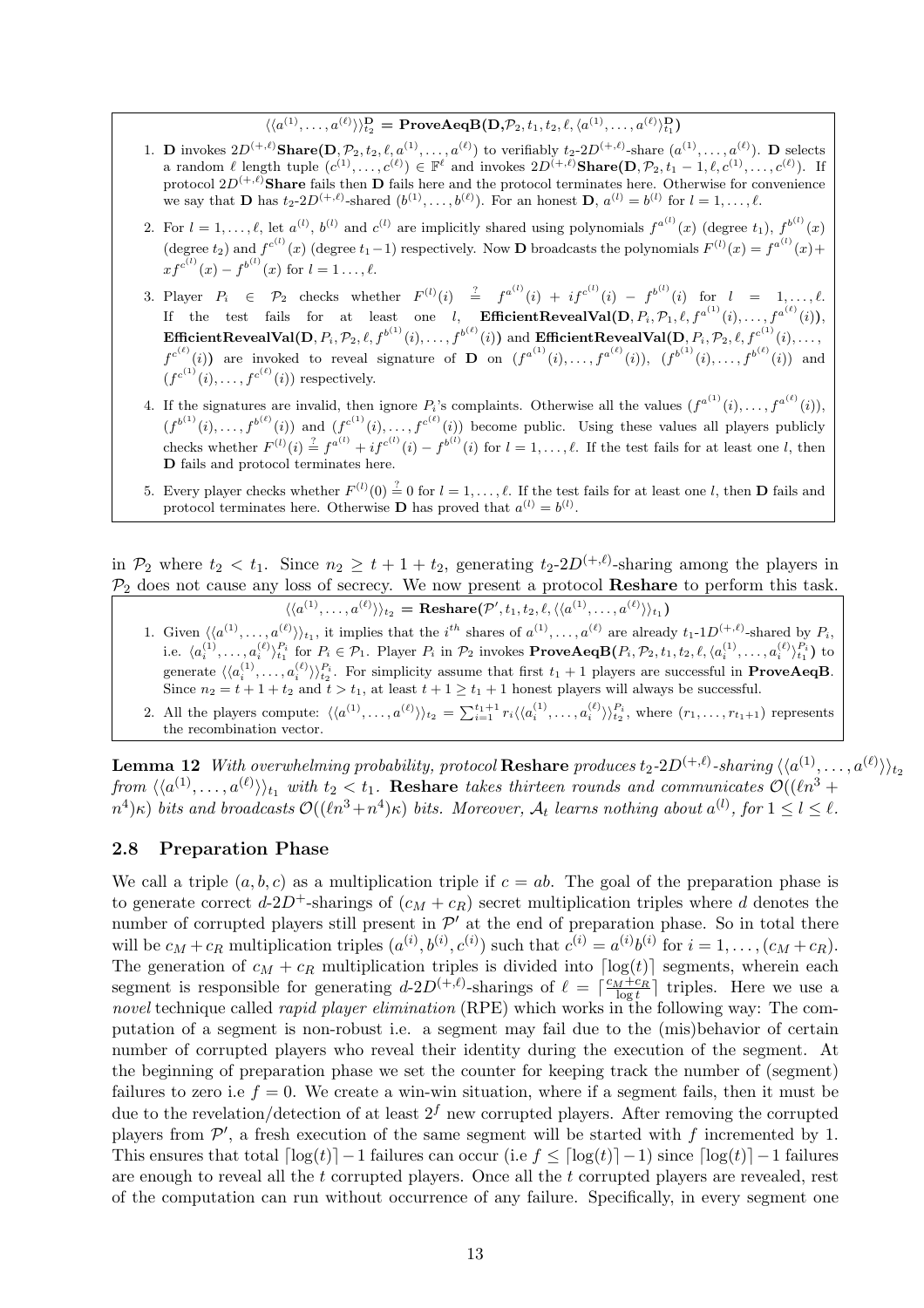$\langle a^{(1)}, \ldots, a^{(\ell)} \rangle_{t_2}^{\mathbf{D}}$ = **ProveAeqB(D,$\mathcal{P}_2, t_1, t_2, \ell, \langle a^{(1)}, \ldots, a^{(\ell)} \rangle_{t_1}^{\mathbf{D}}$)**

1. **D** invokes $2D^{(+,\ell)}$**Share(D,** $\mathcal{P}_2, t_2, \ell, a^{(1)}, \ldots, a^{(\ell)}$**)** to verifiably $t_2$-$2D^{(+,\ell)}$-share $(a^{(1)}, \ldots, a^{(\ell)})$. **D** selects a random $\ell$ length tuple $(c^{(1)}, \ldots, c^{(\ell)}) \in \mathbb{F}^\ell$ and invokes $2D^{(+,\ell)}$**Share(D,** $\mathcal{P}_2, t_1 - 1, \ell, c^{(1)}, \ldots, c^{(\ell)}$**)**. If protocol $2D^{(+,\ell)}$**Share** fails then **D** fails here and the protocol terminates here. Otherwise for convenience we say that **D** has $t_2$-$2D^{(+,\ell)}$-shared $(b^{(1)}, \ldots, b^{(\ell)})$. For an honest **D**, $a^{(l)} = b^{(l)}$ for $l = 1, \ldots, \ell$.
2. For $l = 1, \ldots, \ell$, let $a^{(l)}$, $b^{(l)}$ and $c^{(l)}$ are implicitly shared using polynomials $f^{a^{(l)}}(x)$ (degree $t_1$), $f^{b^{(l)}}(x)$ (degree $t_2$) and $f^{c^{(l)}}(x)$ (degree $t_1 - 1$) respectively. Now **D** broadcasts the polynomials $F^{(l)}(x) = f^{a^{(l)}}(x) + xf^{c^{(l)}}(x) - f^{b^{(l)}}(x)$ for $l = 1 \ldots, \ell$.
3. Player $P_i \in \mathcal{P}_2$ checks whether $F^{(l)}(i) \stackrel{?}{=} f^{a^{(l)}}(i) + if^{c^{(l)}}(i) - f^{b^{(l)}}(i)$ for $l = 1, \ldots, \ell$. If the test fails for at least one $l$, **EfficientRevealVal(D,** $P_i, \mathcal{P}_1, \ell, f^{a^{(1)}}(i), \ldots, f^{a^{(\ell)}}(i)$**)**, **EfficientRevealVal(D,** $P_i, \mathcal{P}_2, \ell, f^{b^{(1)}}(i), \ldots, f^{b^{(\ell)}}(i)$**)** and **EfficientRevealVal(D,** $P_i, \mathcal{P}_2, \ell, f^{c^{(1)}}(i), \ldots, f^{c^{(\ell)}}(i)$**)** are invoked to reveal signature of **D** on $(f^{a^{(1)}}(i), \ldots, f^{a^{(\ell)}}(i))$, $(f^{b^{(1)}}(i), \ldots, f^{b^{(\ell)}}(i))$ and $(f^{c^{(1)}}(i), \ldots, f^{c^{(\ell)}}(i))$ respectively.
4. If the signatures are invalid, then ignore $P_i$'s complaints. Otherwise all the values $(f^{a^{(1)}}(i), \ldots, f^{a^{(\ell)}}(i))$, $(f^{b^{(1)}}(i), \ldots, f^{b^{(\ell)}}(i))$ and $(f^{c^{(1)}}(i), \ldots, f^{c^{(\ell)}}(i))$ become public. Using these values all players publicly checks whether $F^{(l)}(i) \stackrel{?}{=} f^{a^{(l)}} + if^{c^{(l)}}(i) - f^{b^{(l)}}(i)$ for $l = 1, \ldots, \ell$. If the test fails for at least one $l$, then **D** fails and protocol terminates here.
5. Every player checks whether $F^{(l)}(0) \stackrel{?}{=} 0$ for $l = 1, \ldots, \ell$. If the test fails for at least one $l$, then **D** fails and protocol terminates here. Otherwise **D** has proved that $a^{(l)} = b^{(l)}$.

in $\mathcal{P}_2$ where $t_2 < t_1$. Since $n_2 \geq t + 1 + t_2$, generating $t_2$-$2D^{(+,\ell)}$-sharing among the players in $\mathcal{P}_2$ does not cause any loss of secrecy. We now present a protocol **Reshare** to perform this task.

$\langle\langle a^{(1)}, \ldots, a^{(\ell)} \rangle\rangle_{t_2}$ = **Reshare($\mathcal{P}', t_1, t_2, \ell, \langle\langle a^{(1)}, \ldots, a^{(\ell)} \rangle\rangle_{t_1}$)**

1. Given $\langle\langle a^{(1)}, \ldots, a^{(\ell)} \rangle\rangle_{t_1}$, it implies that the $i^{th}$ shares of $a^{(1)}, \ldots, a^{(\ell)}$ are already $t_1$-$1D^{(+,\ell)}$-shared by $P_i$, i.e. $\langle a_i^{(1)}, \ldots, a_i^{(\ell)} \rangle_{t_1}^{P_i}$ for $P_i \in \mathcal{P}_1$. Player $P_i$ in $\mathcal{P}_2$ invokes **ProveAeqB($P_i, \mathcal{P}_2, t_1, t_2, \ell, \langle a_i^{(1)}, \ldots, a_i^{(\ell)} \rangle_{t_1}^{P_i}$)** to generate $\langle\langle a_i^{(1)}, \ldots, a_i^{(\ell)} \rangle\rangle_{t_2}^{P_i}$. For simplicity assume that first $t_1 + 1$ players are successful in **ProveAeqB**. Since $n_2 = t + 1 + t_2$ and $t > t_1$, at least $t + 1 \geq t_1 + 1$ honest players will always be successful.
2. All the players compute: $\langle\langle a^{(1)}, \ldots, a^{(\ell)} \rangle\rangle_{t_2} = \sum_{i=1}^{t_1+1} r_i \langle\langle a_i^{(1)}, \ldots, a_i^{(\ell)} \rangle\rangle_{t_2}^{P_i}$, where $(r_1, \ldots, r_{t_1+1})$ represents the recombination vector.

**Lemma 12** *With overwhelming probability, protocol* **Reshare** *produces* $t_2$-$2D^{(+,\ell)}$-*sharing* $\langle\langle a^{(1)}, \ldots, a^{(\ell)} \rangle\rangle_{t_2}$ *from* $\langle\langle a^{(1)}, \ldots, a^{(\ell)} \rangle\rangle_{t_1}$ *with* $t_2 < t_1$. **Reshare** *takes thirteen rounds and communicates* $\mathcal{O}((\ell n^3 + n^4)\kappa)$ *bits and broadcasts* $\mathcal{O}((\ell n^3 + n^4)\kappa)$ *bits. Moreover,* $\mathcal{A}_t$ *learns nothing about* $a^{(l)}$*, for* $1 \leq l \leq \ell$.

## 2.8 Preparation Phase

We call a triple $(a, b, c)$ as a multiplication triple if $c = ab$. The goal of the preparation phase is to generate correct $d$-$2D^+$-sharings of $(c_M + c_R)$ secret multiplication triples where $d$ denotes the number of corrupted players still present in $\mathcal{P}'$ at the end of preparation phase. So in total there will be $c_M + c_R$ multiplication triples $(a^{(i)}, b^{(i)}, c^{(i)})$ such that $c^{(i)} = a^{(i)}b^{(i)}$ for $i = 1, \ldots, (c_M + c_R)$. The generation of $c_M + c_R$ multiplication triples is divided into $\lceil \log(t) \rceil$ segments, wherein each segment is responsible for generating $d$-$2D^{(+,\ell)}$-sharings of $\ell = \lceil \frac{c_M + c_R}{\log t} \rceil$ triples. Here we use a *novel* technique called *rapid player elimination* (RPE) which works in the following way: The computation of a segment is non-robust i.e. a segment may fail due to the (mis)behavior of certain number of corrupted players who reveal their identity during the execution of the segment. At the beginning of preparation phase we set the counter for keeping track the number of (segment) failures to zero i.e $f = 0$. We create a win-win situation, where if a segment fails, then it must be due to the revelation/detection of at least $2^f$ new corrupted players. After removing the corrupted players from $\mathcal{P}'$, a fresh execution of the same segment will be started with $f$ incremented by 1. This ensures that total $\lceil \log(t) \rceil - 1$ failures can occur (i.e $f \leq \lceil \log(t) \rceil - 1$) since $\lceil \log(t) \rceil - 1$ failures are enough to reveal all the $t$ corrupted players. Once all the $t$ corrupted players are revealed, rest of the computation can run without occurrence of any failure. Specifically, in every segment one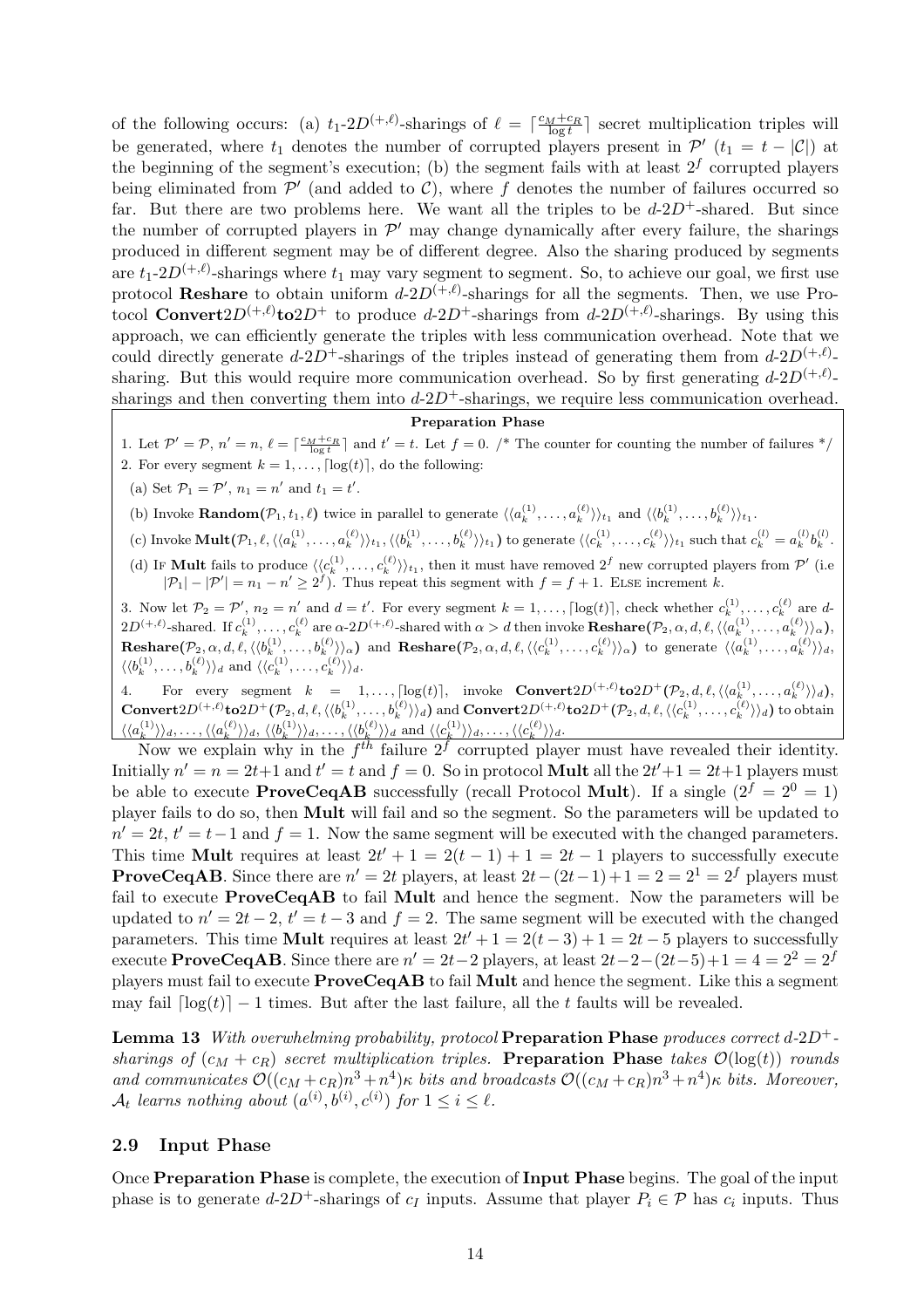of the following occurs: (a) $t_1$-$2D^{(+,\ell)}$-sharings of $\ell = \lceil \frac{c_M+c_R}{\log t} \rceil$ secret multiplication triples will be generated, where $t_1$ denotes the number of corrupted players present in $\mathcal{P}'$ ($t_1 = t - |\mathcal{C}|$) at the beginning of the segment's execution; (b) the segment fails with at least $2^f$ corrupted players being eliminated from $\mathcal{P}'$ (and added to $\mathcal{C}$), where $f$ denotes the number of failures occurred so far. But there are two problems here. We want all the triples to be $d$-$2D^+$-shared. But since the number of corrupted players in $\mathcal{P}'$ may change dynamically after every failure, the sharings produced in different segment may be of different degree. Also the sharing produced by segments are $t_1$-$2D^{(+,\ell)}$-sharings where $t_1$ may vary segment to segment. So, to achieve our goal, we first use protocol **Reshare** to obtain uniform $d$-$2D^{(+,\ell)}$-sharings for all the segments. Then, we use Protocol **Convert**$2D^{(+,\ell)}$**to**$2D^+$ to produce $d$-$2D^+$-sharings from $d$-$2D^{(+,\ell)}$-sharings. By using this approach, we can efficiently generate the triples with less communication overhead. Note that we could directly generate $d$-$2D^+$-sharings of the triples instead of generating them from $d$-$2D^{(+,\ell)}$-sharing. But this would require more communication overhead. So by first generating $d$-$2D^{(+,\ell)}$-sharings and then converting them into $d$-$2D^+$-sharings, we require less communication overhead.

**Preparation Phase**

1. Let $\mathcal{P}' = \mathcal{P}$, $n' = n$, $\ell = \lceil \frac{c_M+c_R}{\log t} \rceil$ and $t' = t$. Let $f = 0$. /* The counter for counting the number of failures */
2. For every segment $k = 1, \ldots, \lceil \log(t) \rceil$, do the following:
   (a) Set $\mathcal{P}_1 = \mathcal{P}'$, $n_1 = n'$ and $t_1 = t'$.
   (b) Invoke **Random**$(\mathcal{P}_1, t_1, \ell)$ twice in parallel to generate $\langle\langle a_k^{(1)}, \ldots, a_k^{(\ell)} \rangle\rangle_{t_1}$ and $\langle\langle b_k^{(1)}, \ldots, b_k^{(\ell)} \rangle\rangle_{t_1}$.
   (c) Invoke **Mult**$(\mathcal{P}_1, \ell, \langle\langle a_k^{(1)}, \ldots, a_k^{(\ell)} \rangle\rangle_{t_1}, \langle\langle b_k^{(1)}, \ldots, b_k^{(\ell)} \rangle\rangle_{t_1})$ to generate $\langle\langle c_k^{(1)}, \ldots, c_k^{(\ell)} \rangle\rangle_{t_1}$ such that $c_k^{(l)} = a_k^{(l)} b_k^{(l)}$.
   (d) If **Mult** fails to produce $\langle\langle c_k^{(1)}, \ldots, c_k^{(\ell)} \rangle\rangle_{t_1}$, then it must have removed $2^f$ new corrupted players from $\mathcal{P}'$ (i.e $|\mathcal{P}_1| - |\mathcal{P}'| = n_1 - n' \geq 2^f$). Thus repeat this segment with $f = f + 1$. Else increment $k$.
3. Now let $\mathcal{P}_2 = \mathcal{P}'$, $n_2 = n'$ and $d = t'$. For every segment $k = 1, \ldots, \lceil \log(t) \rceil$, check whether $c_k^{(1)}, \ldots, c_k^{(\ell)}$ are $d$-$2D^{(+,\ell)}$-shared. If $c_k^{(1)}, \ldots, c_k^{(\ell)}$ are $\alpha$-$2D^{(+,\ell)}$-shared with $\alpha > d$ then invoke **Reshare**$(\mathcal{P}_2, \alpha, d, \ell, \langle\langle a_k^{(1)}, \ldots, a_k^{(\ell)} \rangle\rangle_\alpha)$, **Reshare**$(\mathcal{P}_2, \alpha, d, \ell, \langle\langle b_k^{(1)}, \ldots, b_k^{(\ell)} \rangle\rangle_\alpha)$ and **Reshare**$(\mathcal{P}_2, \alpha, d, \ell, \langle\langle c_k^{(1)}, \ldots, c_k^{(\ell)} \rangle\rangle_\alpha)$ to generate $\langle\langle a_k^{(1)}, \ldots, a_k^{(\ell)} \rangle\rangle_d$, $\langle\langle b_k^{(1)}, \ldots, b_k^{(\ell)} \rangle\rangle_d$ and $\langle\langle c_k^{(1)}, \ldots, c_k^{(\ell)} \rangle\rangle_d$.
4. For every segment $k = 1, \ldots, \lceil \log(t) \rceil$, invoke **Convert**$2D^{(+,\ell)}$**to**$2D^+$$(\mathcal{P}_2, d, \ell, \langle\langle a_k^{(1)}, \ldots, a_k^{(\ell)} \rangle\rangle_d)$, **Convert**$2D^{(+,\ell)}$**to**$2D^+$$(\mathcal{P}_2, d, \ell, \langle\langle b_k^{(1)}, \ldots, b_k^{(\ell)} \rangle\rangle_d)$ and **Convert**$2D^{(+,\ell)}$**to**$2D^+$$(\mathcal{P}_2, d, \ell, \langle\langle c_k^{(1)}, \ldots, c_k^{(\ell)} \rangle\rangle_d)$ to obtain $\langle\langle a_k^{(1)} \rangle\rangle_d, \ldots, \langle\langle a_k^{(\ell)} \rangle\rangle_d$, $\langle\langle b_k^{(1)} \rangle\rangle_d, \ldots, \langle\langle b_k^{(\ell)} \rangle\rangle_d$ and $\langle\langle c_k^{(1)} \rangle\rangle_d, \ldots, \langle\langle c_k^{(\ell)} \rangle\rangle_d$.

Now we explain why in the $f^{th}$ failure $2^f$ corrupted player must have revealed their identity. Initially $n' = n = 2t+1$ and $t' = t$ and $f = 0$. So in protocol **Mult** all the $2t'+1 = 2t+1$ players must be able to execute **ProveCeqAB** successfully (recall Protocol **Mult**). If a single ($2^f = 2^0 = 1$) player fails to do so, then **Mult** will fail and so the segment. So the parameters will be updated to $n' = 2t$, $t' = t-1$ and $f = 1$. Now the same segment will be executed with the changed parameters. This time **Mult** requires at least $2t' + 1 = 2(t-1) + 1 = 2t - 1$ players to successfully execute **ProveCeqAB**. Since there are $n' = 2t$ players, at least $2t - (2t-1) + 1 = 2 = 2^1 = 2^f$ players must fail to execute **ProveCeqAB** to fail **Mult** and hence the segment. Now the parameters will be updated to $n' = 2t - 2$, $t' = t - 3$ and $f = 2$. The same segment will be executed with the changed parameters. This time **Mult** requires at least $2t' + 1 = 2(t-3) + 1 = 2t - 5$ players to successfully execute **ProveCeqAB**. Since there are $n' = 2t-2$ players, at least $2t-2-(2t-5)+1 = 4 = 2^2 = 2^f$ players must fail to execute **ProveCeqAB** to fail **Mult** and hence the segment. Like this a segment may fail $\lceil \log(t) \rceil - 1$ times. But after the last failure, all the $t$ faults will be revealed.

**Lemma 13** *With overwhelming probability, protocol* **Preparation Phase** *produces correct $d$-$2D^+$-sharings of $(c_M + c_R)$ secret multiplication triples.* **Preparation Phase** *takes $\mathcal{O}(\log(t))$ rounds and communicates $\mathcal{O}((c_M + c_R)n^3 + n^4)\kappa$ bits and broadcasts $\mathcal{O}((c_M + c_R)n^3 + n^4)\kappa$ bits. Moreover, $\mathcal{A}_t$ learns nothing about $(a^{(i)}, b^{(i)}, c^{(i)})$ for $1 \leq i \leq \ell$.*

## 2.9 Input Phase

Once **Preparation Phase** is complete, the execution of **Input Phase** begins. The goal of the input phase is to generate $d$-$2D^+$-sharings of $c_I$ inputs. Assume that player $P_i \in \mathcal{P}$ has $c_i$ inputs. Thus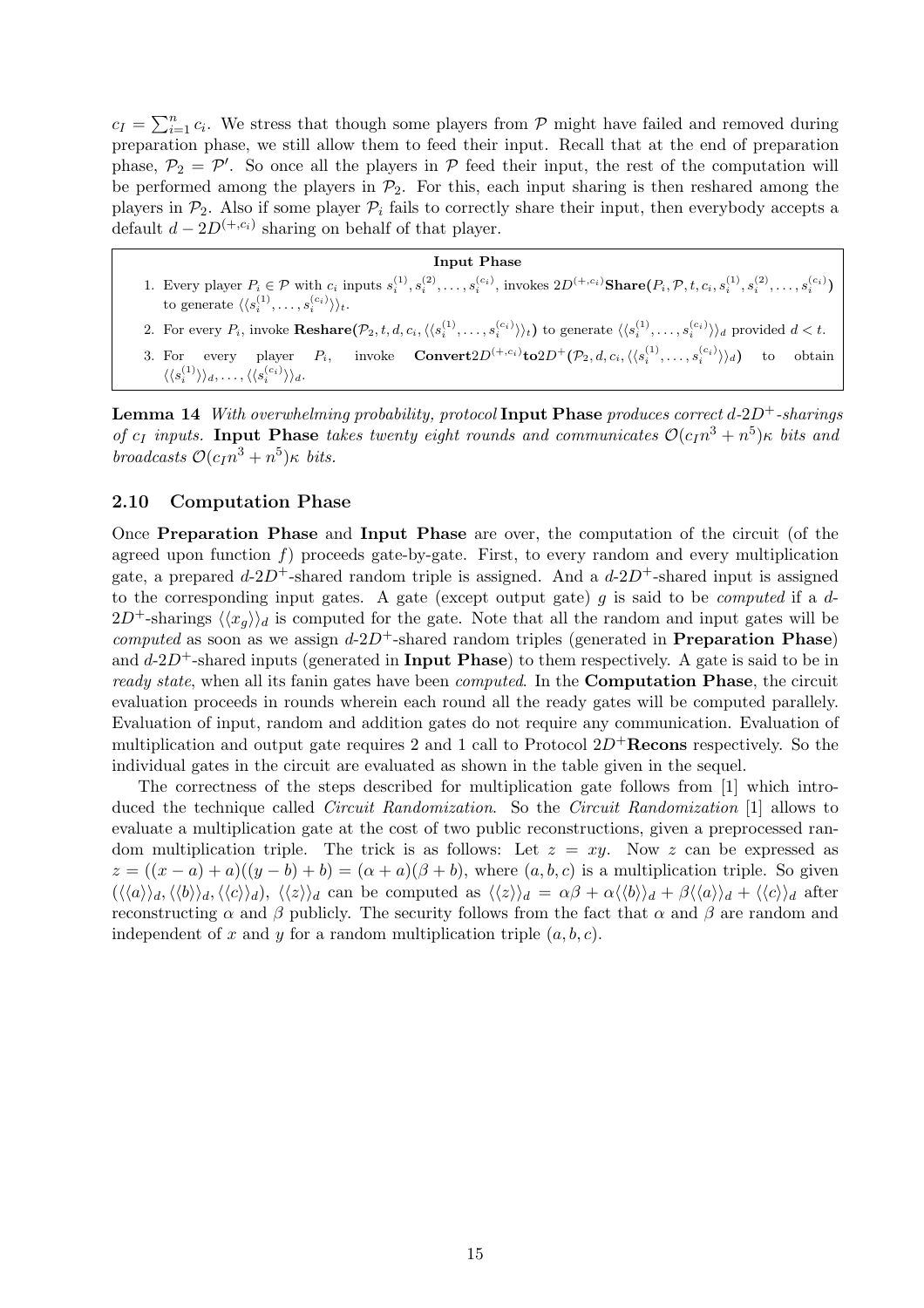$c_I = \sum_{i=1}^{n} c_i$. We stress that though some players from $\mathcal{P}$ might have failed and removed during preparation phase, we still allow them to feed their input. Recall that at the end of preparation phase, $\mathcal{P}_2 = \mathcal{P}'$. So once all the players in $\mathcal{P}$ feed their input, the rest of the computation will be performed among the players in $\mathcal{P}_2$. For this, each input sharing is then reshared among the players in $\mathcal{P}_2$. Also if some player $\mathcal{P}_i$ fails to correctly share their input, then everybody accepts a default $d-2D^{(+,c_i)}$ sharing on behalf of that player.

**Input Phase**

1. Every player $P_i \in \mathcal{P}$ with $c_i$ inputs $s_i^{(1)}, s_i^{(2)}, \ldots, s_i^{(c_i)}$, invokes $2D^{(+,c_i)}$**Share**$(P_i, \mathcal{P}, t, c_i, s_i^{(1)}, s_i^{(2)}, \ldots, s_i^{(c_i)})$ to generate $\langle\langle s_i^{(1)}, \ldots, s_i^{(c_i)} \rangle\rangle_t$.
2. For every $P_i$, invoke **Reshare**$(\mathcal{P}_2, t, d, c_i, \langle\langle s_i^{(1)}, \ldots, s_i^{(c_i)} \rangle\rangle_t)$ to generate $\langle\langle s_i^{(1)}, \ldots, s_i^{(c_i)} \rangle\rangle_d$ provided $d < t$.
3. For every player $P_i$, invoke **Convert**$2D^{(+,c_i)}$**to**$2D^+(\mathcal{P}_2, d, c_i, \langle\langle s_i^{(1)}, \ldots, s_i^{(c_i)} \rangle\rangle_d)$ to obtain $\langle\langle s_i^{(1)} \rangle\rangle_d, \ldots, \langle\langle s_i^{(c_i)} \rangle\rangle_d$.

**Lemma 14** *With overwhelming probability, protocol* **Input Phase** *produces correct $d$-$2D^+$-sharings of $c_I$ inputs.* **Input Phase** *takes twenty eight rounds and communicates $\mathcal{O}(c_I n^3 + n^5)\kappa$ bits and broadcasts $\mathcal{O}(c_I n^3 + n^5)\kappa$ bits.*

### 2.10 Computation Phase

Once **Preparation Phase** and **Input Phase** are over, the computation of the circuit (of the agreed upon function $f$) proceeds gate-by-gate. First, to every random and every multiplication gate, a prepared $d$-$2D^+$-shared random triple is assigned. And a $d$-$2D^+$-shared input is assigned to the corresponding input gates. A gate (except output gate) $g$ is said to be *computed* if a $d$-$2D^+$-sharings $\langle\langle x_g \rangle\rangle_d$ is computed for the gate. Note that all the random and input gates will be *computed* as soon as we assign $d$-$2D^+$-shared random triples (generated in **Preparation Phase**) and $d$-$2D^+$-shared inputs (generated in **Input Phase**) to them respectively. A gate is said to be in *ready state*, when all its fanin gates have been *computed*. In the **Computation Phase**, the circuit evaluation proceeds in rounds wherein each round all the ready gates will be computed parallely. Evaluation of input, random and addition gates do not require any communication. Evaluation of multiplication and output gate requires 2 and 1 call to Protocol $2D^+$**Recons** respectively. So the individual gates in the circuit are evaluated as shown in the table given in the sequel.

The correctness of the steps described for multiplication gate follows from [1] which introduced the technique called *Circuit Randomization*. So the *Circuit Randomization* [1] allows to evaluate a multiplication gate at the cost of two public reconstructions, given a preprocessed random multiplication triple. The trick is as follows: Let $z = xy$. Now $z$ can be expressed as $z = ((x-a)+a)((y-b)+b) = (\alpha + a)(\beta + b)$, where $(a,b,c)$ is a multiplication triple. So given $(\langle\langle a \rangle\rangle_d, \langle\langle b \rangle\rangle_d, \langle\langle c \rangle\rangle_d)$, $\langle\langle z \rangle\rangle_d$ can be computed as $\langle\langle z \rangle\rangle_d = \alpha\beta + \alpha\langle\langle b \rangle\rangle_d + \beta\langle\langle a \rangle\rangle_d + \langle\langle c \rangle\rangle_d$ after reconstructing $\alpha$ and $\beta$ publicly. The security follows from the fact that $\alpha$ and $\beta$ are random and independent of $x$ and $y$ for a random multiplication triple $(a,b,c)$.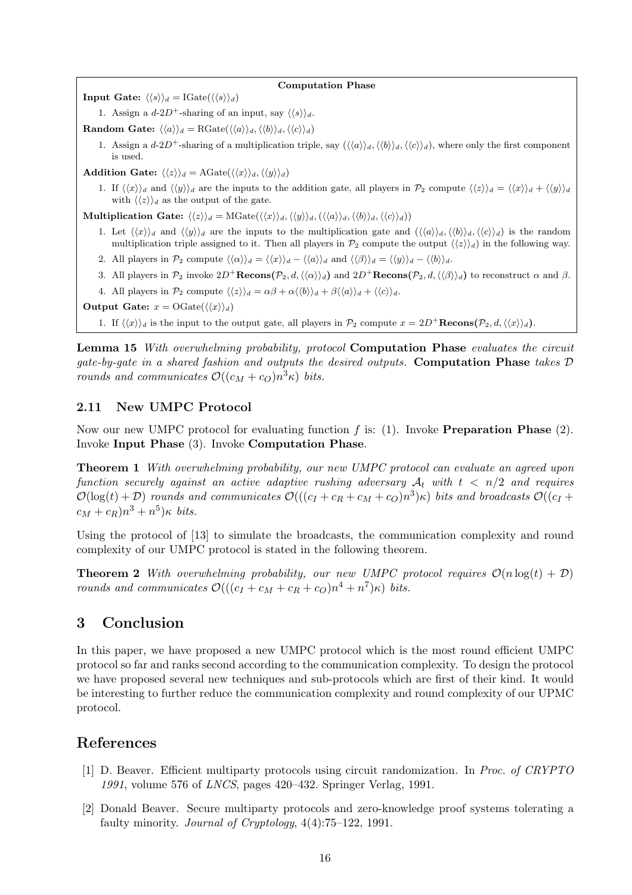**Computation Phase**

**Input Gate:** $\langle\langle s \rangle\rangle_d = \text{IGate}(\langle\langle s \rangle\rangle_d)$

1. Assign a $d$-$2D^+$-sharing of an input, say $\langle\langle s \rangle\rangle_d$.

**Random Gate:** $\langle\langle a \rangle\rangle_d = \text{RGate}(\langle\langle a \rangle\rangle_d, \langle\langle b \rangle\rangle_d, \langle\langle c \rangle\rangle_d)$

1. Assign a $d$-$2D^+$-sharing of a multiplication triple, say $(\langle\langle a \rangle\rangle_d, \langle\langle b \rangle\rangle_d, \langle\langle c \rangle\rangle_d)$, where only the first component is used.

**Addition Gate:** $\langle\langle z \rangle\rangle_d = \text{AGate}(\langle\langle x \rangle\rangle_d, \langle\langle y \rangle\rangle_d)$

1. If $\langle\langle x \rangle\rangle_d$ and $\langle\langle y \rangle\rangle_d$ are the inputs to the addition gate, all players in $\mathcal{P}_2$ compute $\langle\langle z \rangle\rangle_d = \langle\langle x \rangle\rangle_d + \langle\langle y \rangle\rangle_d$ with $\langle\langle z \rangle\rangle_d$ as the output of the gate.

**Multiplication Gate:** $\langle\langle z \rangle\rangle_d = \text{MGate}(\langle\langle x \rangle\rangle_d, \langle\langle y \rangle\rangle_d, (\langle\langle a \rangle\rangle_d, \langle\langle b \rangle\rangle_d, \langle\langle c \rangle\rangle_d))$

1. Let $\langle\langle x \rangle\rangle_d$ and $\langle\langle y \rangle\rangle_d$ are the inputs to the multiplication gate and $(\langle\langle a \rangle\rangle_d, \langle\langle b \rangle\rangle_d, \langle\langle c \rangle\rangle_d)$ is the random multiplication triple assigned to it. Then all players in $\mathcal{P}_2$ compute the output $\langle\langle z \rangle\rangle_d)$ in the following way.
2. All players in $\mathcal{P}_2$ compute $\langle\langle \alpha \rangle\rangle_d = \langle\langle x \rangle\rangle_d - \langle\langle a \rangle\rangle_d$ and $\langle\langle \beta \rangle\rangle_d = \langle\langle y \rangle\rangle_d - \langle\langle b \rangle\rangle_d$.
3. All players in $\mathcal{P}_2$ invoke $2D^+$**Recons(**$\mathcal{P}_2, d, \langle\langle \alpha \rangle\rangle_d$**)** and $2D^+$**Recons(**$\mathcal{P}_2, d, \langle\langle \beta \rangle\rangle_d$**)** to reconstruct $\alpha$ and $\beta$.
4. All players in $\mathcal{P}_2$ compute $\langle\langle z \rangle\rangle_d = \alpha\beta + \alpha\langle\langle b \rangle\rangle_d + \beta\langle\langle a \rangle\rangle_d + \langle\langle c \rangle\rangle_d$.

**Output Gate:** $x = \text{OGate}(\langle\langle x \rangle\rangle_d)$

1. If $\langle\langle x \rangle\rangle_d$ is the input to the output gate, all players in $\mathcal{P}_2$ compute $x = 2D^+$**Recons(**$\mathcal{P}_2, d, \langle\langle x \rangle\rangle_d$**)**.

**Lemma 15** *With overwhelming probability, protocol* **Computation Phase** *evaluates the circuit gate-by-gate in a shared fashion and outputs the desired outputs.* **Computation Phase** *takes* $\mathcal{D}$ *rounds and communicates* $\mathcal{O}((c_M + c_O)n^3\kappa)$ *bits.*

### 2.11 New UMPC Protocol

Now our new UMPC protocol for evaluating function $f$ is: (1). Invoke **Preparation Phase** (2). Invoke **Input Phase** (3). Invoke **Computation Phase**.

**Theorem 1** *With overwhelming probability, our new UMPC protocol can evaluate an agreed upon function securely against an active adaptive rushing adversary* $\mathcal{A}_t$ *with* $t < n/2$ *and requires* $\mathcal{O}(\log(t) + \mathcal{D})$ *rounds and communicates* $\mathcal{O}(((c_I + c_R + c_M + c_O)n^3)\kappa)$ *bits and broadcasts* $\mathcal{O}((c_I + c_M + c_R)n^3 + n^5)\kappa$ *bits.*

Using the protocol of [13] to simulate the broadcasts, the communication complexity and round complexity of our UMPC protocol is stated in the following theorem.

**Theorem 2** *With overwhelming probability, our new UMPC protocol requires* $\mathcal{O}(n\log(t) + \mathcal{D})$ *rounds and communicates* $\mathcal{O}(((c_I + c_M + c_R + c_O)n^4 + n^7)\kappa)$ *bits.*

## 3 Conclusion

In this paper, we have proposed a new UMPC protocol which is the most round efficient UMPC protocol so far and ranks second according to the communication complexity. To design the protocol we have proposed several new techniques and sub-protocols which are first of their kind. It would be interesting to further reduce the communication complexity and round complexity of our UPMC protocol.

## References

[1] D. Beaver. Efficient multiparty protocols using circuit randomization. In *Proc. of CRYPTO 1991*, volume 576 of *LNCS*, pages 420–432. Springer Verlag, 1991.

[2] Donald Beaver. Secure multiparty protocols and zero-knowledge proof systems tolerating a faulty minority. *Journal of Cryptology*, 4(4):75–122, 1991.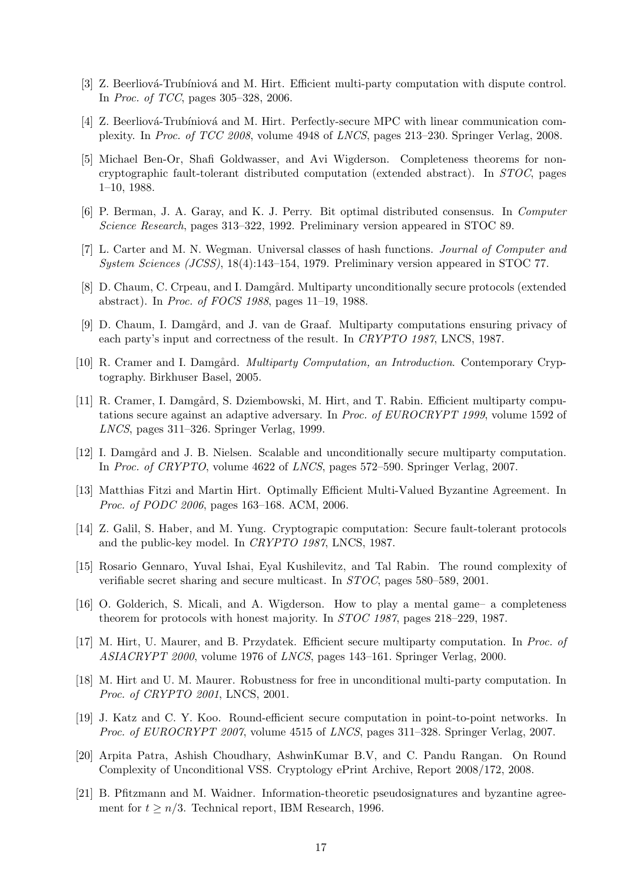[3] Z. Beerliová-Trubíniová and M. Hirt. Efficient multi-party computation with dispute control. In *Proc. of TCC*, pages 305–328, 2006.

[4] Z. Beerliová-Trubíniová and M. Hirt. Perfectly-secure MPC with linear communication complexity. In *Proc. of TCC 2008*, volume 4948 of *LNCS*, pages 213–230. Springer Verlag, 2008.

[5] Michael Ben-Or, Shafi Goldwasser, and Avi Wigderson. Completeness theorems for non-cryptographic fault-tolerant distributed computation (extended abstract). In *STOC*, pages 1–10, 1988.

[6] P. Berman, J. A. Garay, and K. J. Perry. Bit optimal distributed consensus. In *Computer Science Research*, pages 313–322, 1992. Preliminary version appeared in STOC 89.

[7] L. Carter and M. N. Wegman. Universal classes of hash functions. *Journal of Computer and System Sciences (JCSS)*, 18(4):143–154, 1979. Preliminary version appeared in STOC 77.

[8] D. Chaum, C. Crpeau, and I. Damgård. Multiparty unconditionally secure protocols (extended abstract). In *Proc. of FOCS 1988*, pages 11–19, 1988.

[9] D. Chaum, I. Damgård, and J. van de Graaf. Multiparty computations ensuring privacy of each party's input and correctness of the result. In *CRYPTO 1987*, LNCS, 1987.

[10] R. Cramer and I. Damgård. *Multiparty Computation, an Introduction*. Contemporary Cryptography. Birkhuser Basel, 2005.

[11] R. Cramer, I. Damgård, S. Dziembowski, M. Hirt, and T. Rabin. Efficient multiparty computations secure against an adaptive adversary. In *Proc. of EUROCRYPT 1999*, volume 1592 of *LNCS*, pages 311–326. Springer Verlag, 1999.

[12] I. Damgård and J. B. Nielsen. Scalable and unconditionally secure multiparty computation. In *Proc. of CRYPTO*, volume 4622 of *LNCS*, pages 572–590. Springer Verlag, 2007.

[13] Matthias Fitzi and Martin Hirt. Optimally Efficient Multi-Valued Byzantine Agreement. In *Proc. of PODC 2006*, pages 163–168. ACM, 2006.

[14] Z. Galil, S. Haber, and M. Yung. Cryptograpic computation: Secure fault-tolerant protocols and the public-key model. In *CRYPTO 1987*, LNCS, 1987.

[15] Rosario Gennaro, Yuval Ishai, Eyal Kushilevitz, and Tal Rabin. The round complexity of verifiable secret sharing and secure multicast. In *STOC*, pages 580–589, 2001.

[16] O. Golderich, S. Micali, and A. Wigderson. How to play a mental game– a completeness theorem for protocols with honest majority. In *STOC 1987*, pages 218–229, 1987.

[17] M. Hirt, U. Maurer, and B. Przydatek. Efficient secure multiparty computation. In *Proc. of ASIACRYPT 2000*, volume 1976 of *LNCS*, pages 143–161. Springer Verlag, 2000.

[18] M. Hirt and U. M. Maurer. Robustness for free in unconditional multi-party computation. In *Proc. of CRYPTO 2001*, LNCS, 2001.

[19] J. Katz and C. Y. Koo. Round-efficient secure computation in point-to-point networks. In *Proc. of EUROCRYPT 2007*, volume 4515 of *LNCS*, pages 311–328. Springer Verlag, 2007.

[20] Arpita Patra, Ashish Choudhary, AshwinKumar B.V, and C. Pandu Rangan. On Round Complexity of Unconditional VSS. Cryptology ePrint Archive, Report 2008/172, 2008.

[21] B. Pfitzmann and M. Waidner. Information-theoretic pseudosignatures and byzantine agreement for $t \geq n/3$. Technical report, IBM Research, 1996.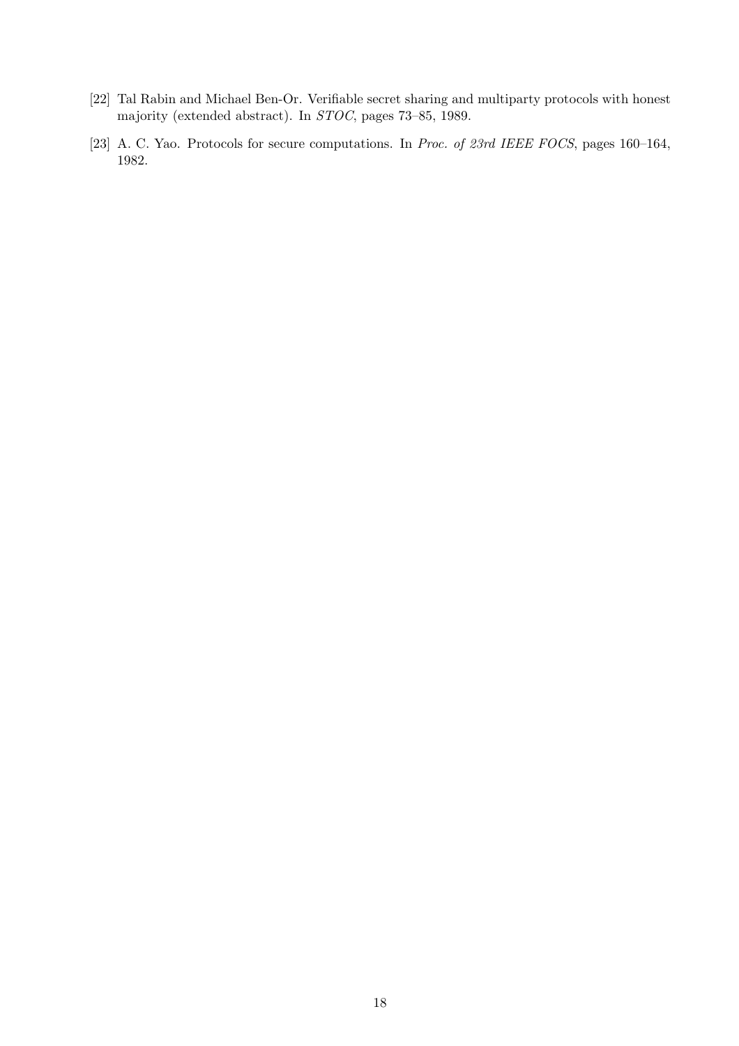[22] Tal Rabin and Michael Ben-Or. Verifiable secret sharing and multiparty protocols with honest majority (extended abstract). In *STOC*, pages 73–85, 1989.

[23] A. C. Yao. Protocols for secure computations. In *Proc. of 23rd IEEE FOCS*, pages 160–164, 1982.